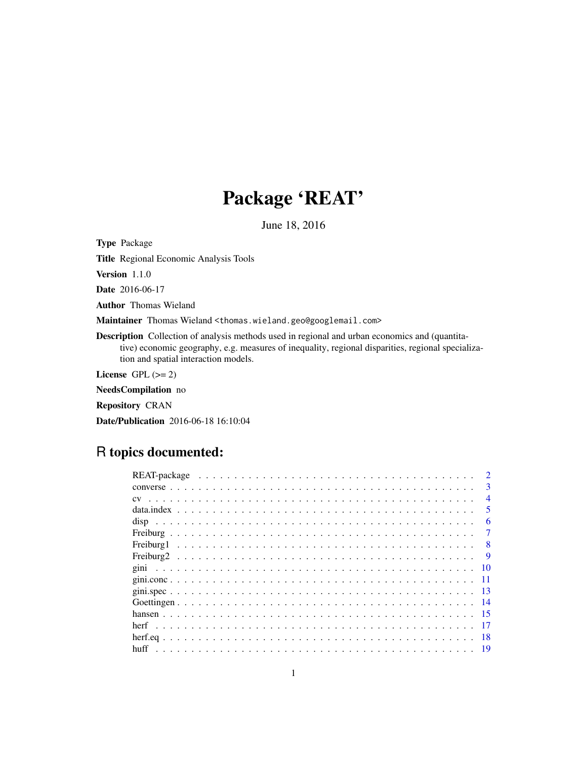# Package 'REAT'

June 18, 2016

**Type** Package

**Title** Regional Economic Analysis Tools

**Version** 1.1.0

**Date** 2016-06-17

**Author** Thomas Wieland

**Maintainer** Thomas Wieland <thomas.wieland.geo@googlemail.com>

**Description** Collection of analysis methods used in regional and urban economics and (quantitative) economic geography, e.g. measures of inequality, regional disparities, regional specialization and spatial interaction models.

**License** GPL (>= 2)

**NeedsCompilation** no

**Repository** CRAN

**Date/Publication** 2016-06-18 16:10:04

## R topics documented:

| | |
|---|---|
| REAT-package | 2 |
| converse | 3 |
| cv | 4 |
| data.index | 5 |
| disp | 6 |
| Freiburg | 7 |
| Freiburg1 | 8 |
| Freiburg2 | 9 |
| gini | 10 |
| gini.conc | 11 |
| gini.spec | 13 |
| Goettingen | 14 |
| hansen | 15 |
| herf | 17 |
| herf.eq | 18 |
| huff | 19 |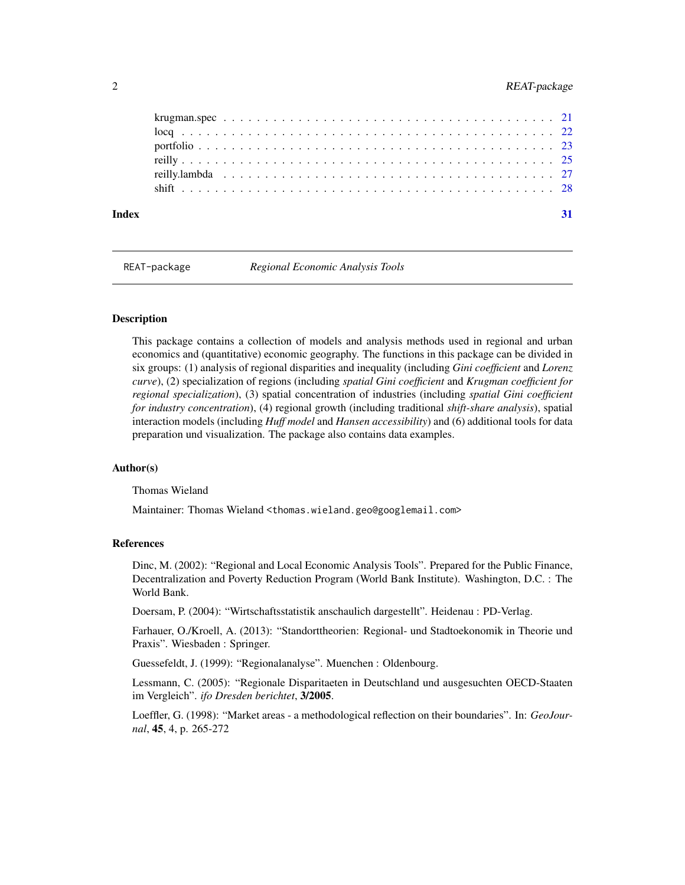krugman.spec . . . . . . . . . . . . . . . . . . . . . . . . . . . . . . . . . . . 21
locq . . . . . . . . . . . . . . . . . . . . . . . . . . . . . . . . . . . . . . . . 22
portfolio . . . . . . . . . . . . . . . . . . . . . . . . . . . . . . . . . . . . . 23
reilly . . . . . . . . . . . . . . . . . . . . . . . . . . . . . . . . . . . . . . . 25
reilly.lambda . . . . . . . . . . . . . . . . . . . . . . . . . . . . . . . . . . 27
shift . . . . . . . . . . . . . . . . . . . . . . . . . . . . . . . . . . . . . . . 28

**Index** **31**

---

`REAT-package` *Regional Economic Analysis Tools*

---

### Description

This package contains a collection of models and analysis methods used in regional and urban economics and (quantitative) economic geography. The functions in this package can be divided in six groups: (1) analysis of regional disparities and inequality (including *Gini coefficient* and *Lorenz curve*), (2) specialization of regions (including *spatial Gini coefficient* and *Krugman coefficient for regional specialization*), (3) spatial concentration of industries (including *spatial Gini coefficient for industry concentration*), (4) regional growth (including traditional *shift-share analysis*), spatial interaction models (including *Huff model* and *Hansen accessibility*) and (6) additional tools for data preparation und visualization. The package also contains data examples.

### Author(s)

Thomas Wieland

Maintainer: Thomas Wieland <thomas.wieland.geo@googlemail.com>

### References

Dinc, M. (2002): "Regional and Local Economic Analysis Tools". Prepared for the Public Finance, Decentralization and Poverty Reduction Program (World Bank Institute). Washington, D.C. : The World Bank.

Doersam, P. (2004): "Wirtschaftsstatistik anschaulich dargestellt". Heidenau : PD-Verlag.

Farhauer, O./Kroell, A. (2013): "Standorttheorien: Regional- und Stadtoekonomik in Theorie und Praxis". Wiesbaden : Springer.

Guessefeldt, J. (1999): "Regionalanalyse". Muenchen : Oldenbourg.

Lessmann, C. (2005): "Regionale Disparitaeten in Deutschland und ausgesuchten OECD-Staaten im Vergleich". *ifo Dresden berichtet*, **3/2005**.

Loeffler, G. (1998): "Market areas - a methodological reflection on their boundaries". In: *GeoJournal*, **45**, 4, p. 265-272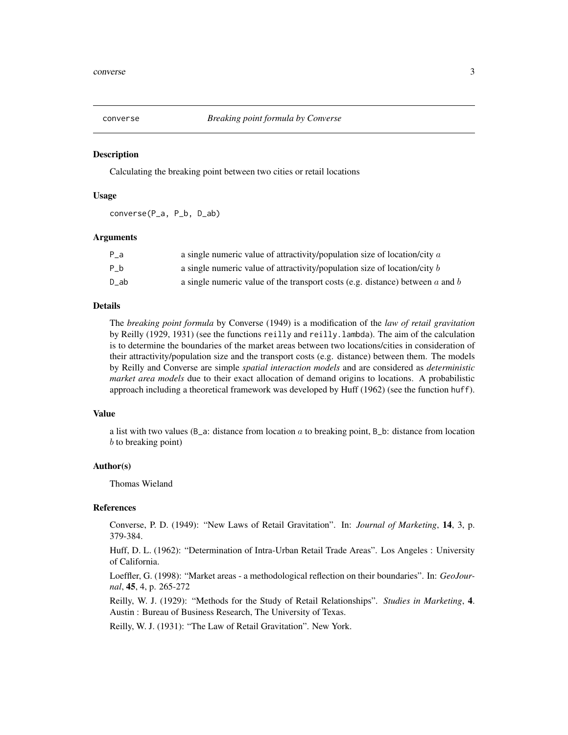# converse — *Breaking point formula by Converse*

## Description

Calculating the breaking point between two cities or retail locations

## Usage

```
converse(P_a, P_b, D_ab)
```

## Arguments

| | |
|---|---|
| P_a | a single numeric value of attractivity/population size of location/city $a$ |
| P_b | a single numeric value of attractivity/population size of location/city $b$ |
| D_ab | a single numeric value of the transport costs (e.g. distance) between $a$ and $b$ |

## Details

The *breaking point formula* by Converse (1949) is a modification of the *law of retail gravitation* by Reilly (1929, 1931) (see the functions `reilly` and `reilly.lambda`). The aim of the calculation is to determine the boundaries of the market areas between two locations/cities in consideration of their attractivity/population size and the transport costs (e.g. distance) between them. The models by Reilly and Converse are simple *spatial interaction models* and are considered as *deterministic market area models* due to their exact allocation of demand origins to locations. A probabilistic approach including a theoretical framework was developed by Huff (1962) (see the function `huff`).

## Value

a list with two values (`B_a`: distance from location $a$ to breaking point, `B_b`: distance from location $b$ to breaking point)

## Author(s)

Thomas Wieland

## References

Converse, P. D. (1949): "New Laws of Retail Gravitation". In: *Journal of Marketing*, **14**, 3, p. 379-384.

Huff, D. L. (1962): "Determination of Intra-Urban Retail Trade Areas". Los Angeles : University of California.

Loeffler, G. (1998): "Market areas - a methodological reflection on their boundaries". In: *GeoJournal*, **45**, 4, p. 265-272

Reilly, W. J. (1929): "Methods for the Study of Retail Relationships". *Studies in Marketing*, **4**. Austin : Bureau of Business Research, The University of Texas.

Reilly, W. J. (1931): "The Law of Retail Gravitation". New York.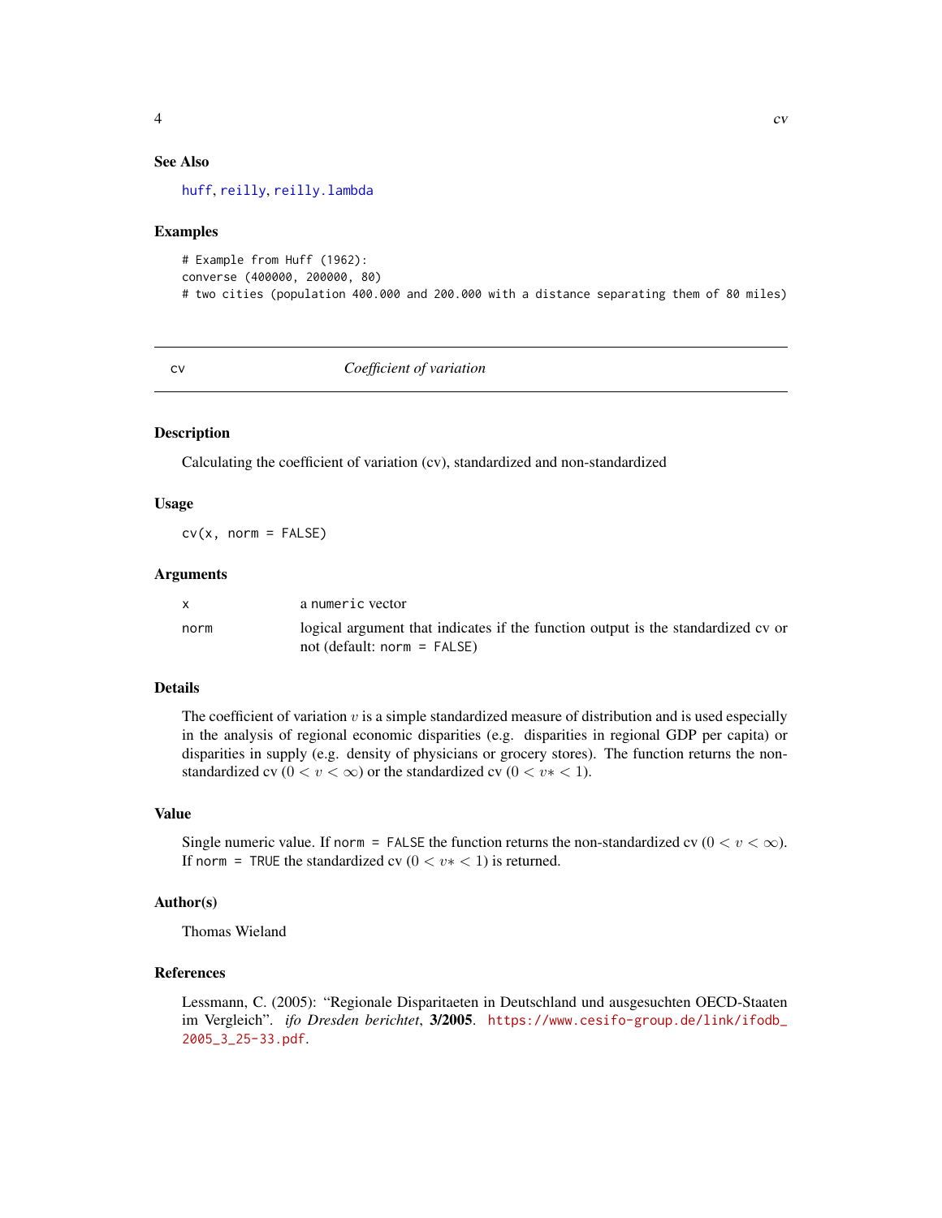### See Also

huff, reilly, reilly.lambda

### Examples

```
# Example from Huff (1962):
converse (400000, 200000, 80)
# two cities (population 400.000 and 200.000 with a distance separating them of 80 miles)
```

---

## cv *Coefficient of variation*

---

### Description

Calculating the coefficient of variation (cv), standardized and non-standardized

### Usage

```
cv(x, norm = FALSE)
```

### Arguments

| | |
|---|---|
| x | a numeric vector |
| norm | logical argument that indicates if the function output is the standardized cv or not (default: `norm = FALSE`) |

### Details

The coefficient of variation $v$ is a simple standardized measure of distribution and is used especially in the analysis of regional economic disparities (e.g. disparities in regional GDP per capita) or disparities in supply (e.g. density of physicians or grocery stores). The function returns the non-standardized cv ($0 < v < \infty$) or the standardized cv ($0 < v* < 1$).

### Value

Single numeric value. If `norm = FALSE` the function returns the non-standardized cv ($0 < v < \infty$). If `norm = TRUE` the standardized cv ($0 < v* < 1$) is returned.

### Author(s)

Thomas Wieland

### References

Lessmann, C. (2005): "Regionale Disparitaeten in Deutschland und ausgesuchten OECD-Staaten im Vergleich". *ifo Dresden berichtet*, **3/2005**. https://www.cesifo-group.de/link/ifodb_2005_3_25-33.pdf.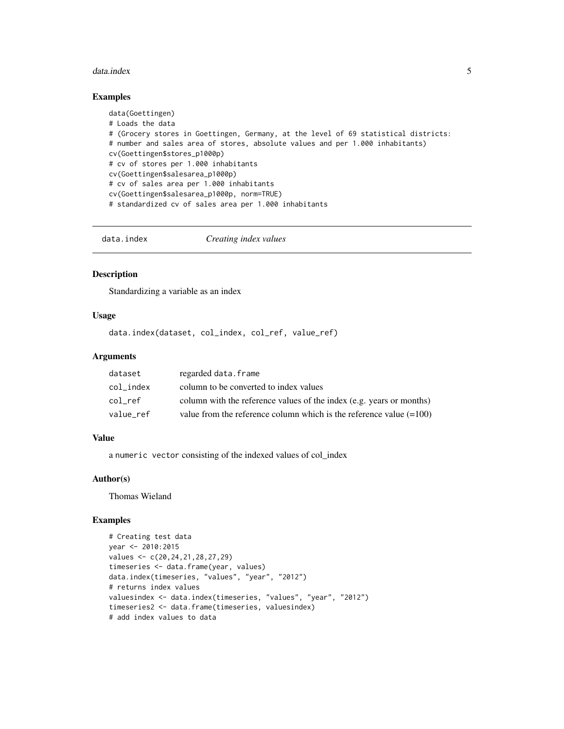## Examples

```
data(Goettingen)
# Loads the data
# (Grocery stores in Goettingen, Germany, at the level of 69 statistical districts:
# number and sales area of stores, absolute values and per 1.000 inhabitants)
cv(Goettingen$stores_p1000p)
# cv of stores per 1.000 inhabitants
cv(Goettingen$salesarea_p1000p)
# cv of sales area per 1.000 inhabitants
cv(Goettingen$salesarea_p1000p, norm=TRUE)
# standardized cv of sales area per 1.000 inhabitants
```

---

# data.index *Creating index values*

## Description

Standardizing a variable as an index

## Usage

```
data.index(dataset, col_index, col_ref, value_ref)
```

## Arguments

| | |
|---|---|
| dataset | regarded data.frame |
| col_index | column to be converted to index values |
| col_ref | column with the reference values of the index (e.g. years or months) |
| value_ref | value from the reference column which is the reference value (=100) |

## Value

a numeric vector consisting of the indexed values of col_index

## Author(s)

Thomas Wieland

## Examples

```
# Creating test data
year <- 2010:2015
values <- c(20,24,21,28,27,29)
timeseries <- data.frame(year, values)
data.index(timeseries, "values", "year", "2012")
# returns index values
valuesindex <- data.index(timeseries, "values", "year", "2012")
timeseries2 <- data.frame(timeseries, valuesindex)
# add index values to data
```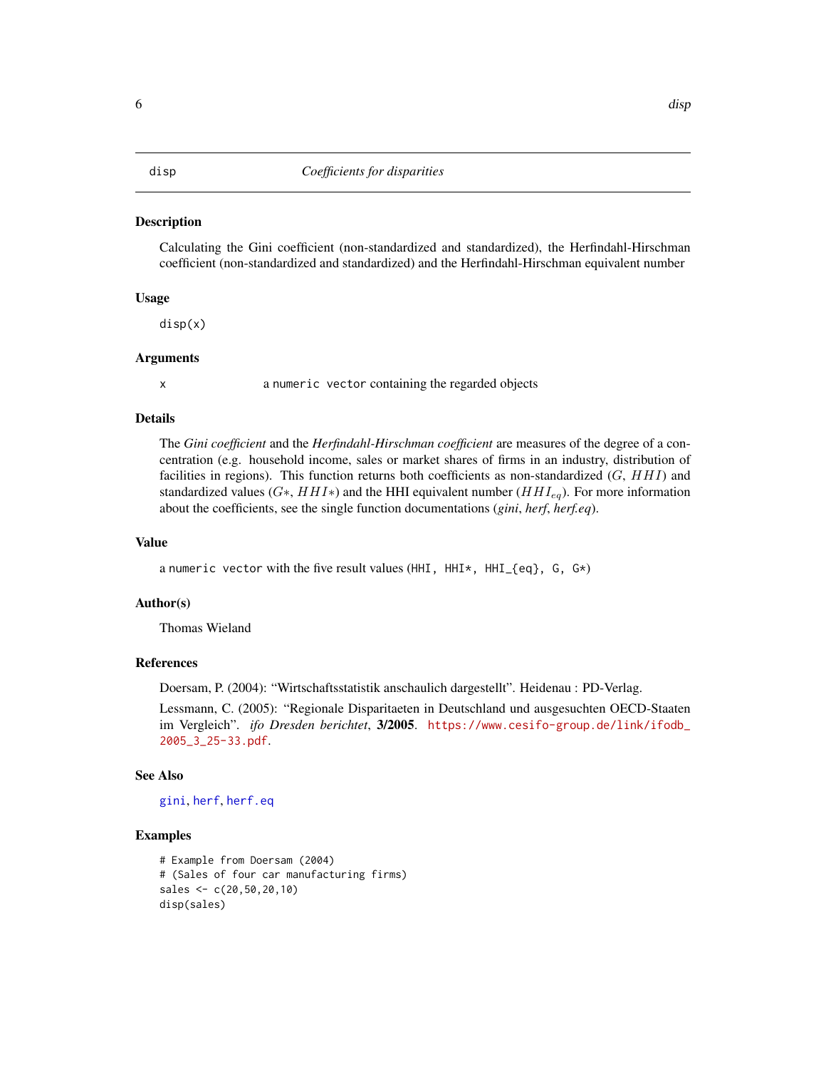# disp — *Coefficients for disparities*

## Description

Calculating the Gini coefficient (non-standardized and standardized), the Herfindahl-Hirschman coefficient (non-standardized and standardized) and the Herfindahl-Hirschman equivalent number

## Usage

```
disp(x)
```

## Arguments

`x` a `numeric vector` containing the regarded objects

## Details

The *Gini coefficient* and the *Herfindahl-Hirschman coefficient* are measures of the degree of a concentration (e.g. household income, sales or market shares of firms in an industry, distribution of facilities in regions). This function returns both coefficients as non-standardized ($G$, $HHI$) and standardized values ($G*$, $HHI*$) and the HHI equivalent number ($HHI_{eq}$). For more information about the coefficients, see the single function documentations (*gini*, *herf*, *herf.eq*).

## Value

a `numeric vector` with the five result values (`HHI, HHI*, HHI_{eq}, G, G*`)

## Author(s)

Thomas Wieland

## References

Doersam, P. (2004): "Wirtschaftsstatistik anschaulich dargestellt". Heidenau : PD-Verlag.

Lessmann, C. (2005): "Regionale Disparitaeten in Deutschland und ausgesuchten OECD-Staaten im Vergleich". *ifo Dresden berichtet*, **3/2005**. https://www.cesifo-group.de/link/ifodb_2005_3_25-33.pdf.

## See Also

gini, herf, herf.eq

## Examples

```
# Example from Doersam (2004)
# (Sales of four car manufacturing firms)
sales <- c(20,50,20,10)
disp(sales)
```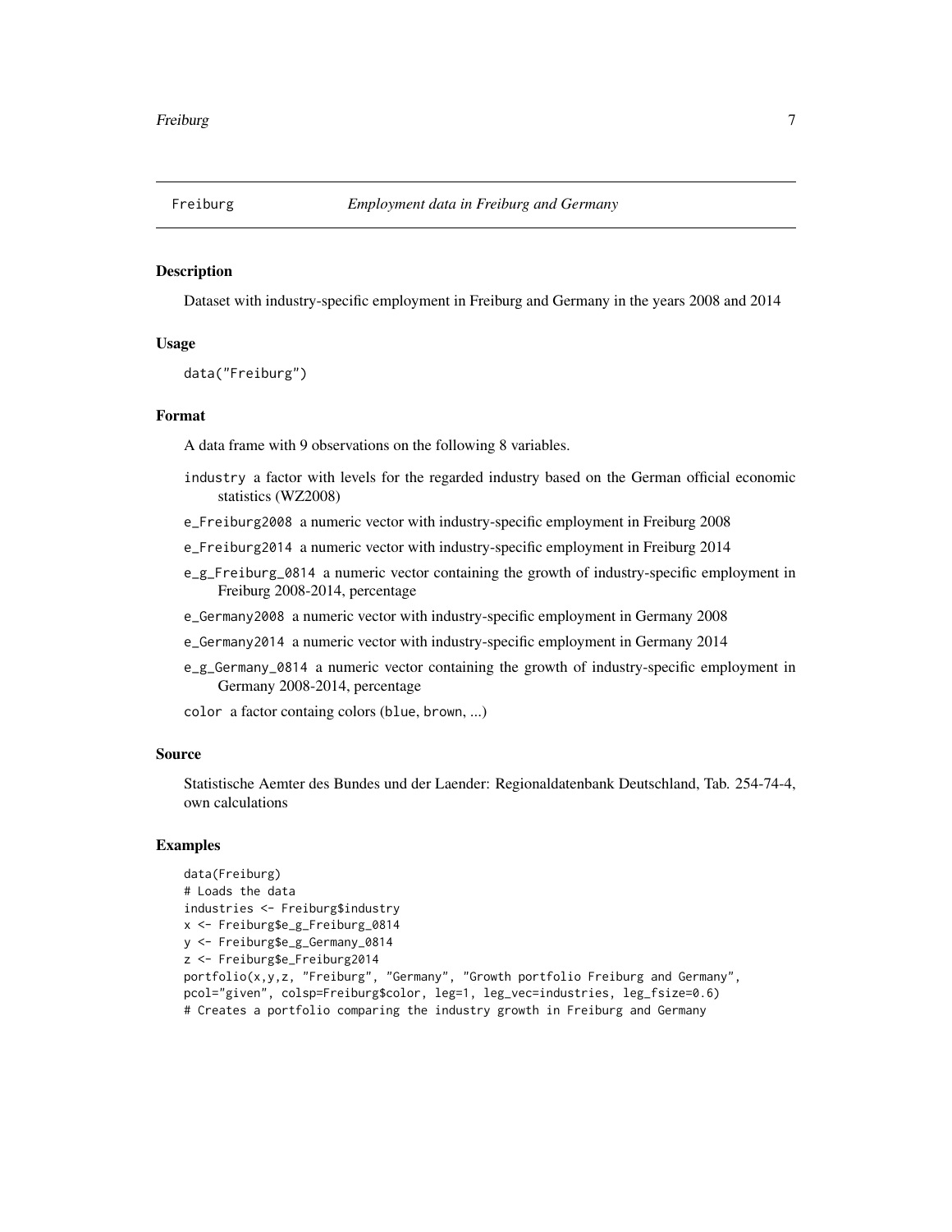## Freiburg — *Employment data in Freiburg and Germany*

### Description

Dataset with industry-specific employment in Freiburg and Germany in the years 2008 and 2014

### Usage

```
data("Freiburg")
```

### Format

A data frame with 9 observations on the following 8 variables.

- `industry` a factor with levels for the regarded industry based on the German official economic statistics (WZ2008)
- `e_Freiburg2008` a numeric vector with industry-specific employment in Freiburg 2008
- `e_Freiburg2014` a numeric vector with industry-specific employment in Freiburg 2014
- `e_g_Freiburg_0814` a numeric vector containing the growth of industry-specific employment in Freiburg 2008-2014, percentage
- `e_Germany2008` a numeric vector with industry-specific employment in Germany 2008
- `e_Germany2014` a numeric vector with industry-specific employment in Germany 2014
- `e_g_Germany_0814` a numeric vector containing the growth of industry-specific employment in Germany 2008-2014, percentage
- `color` a factor containg colors (`blue`, `brown`, ...)

### Source

Statistische Aemter des Bundes und der Laender: Regionaldatenbank Deutschland, Tab. 254-74-4, own calculations

### Examples

```
data(Freiburg)
# Loads the data
industries <- Freiburg$industry
x <- Freiburg$e_g_Freiburg_0814
y <- Freiburg$e_g_Germany_0814
z <- Freiburg$e_Freiburg2014
portfolio(x,y,z, "Freiburg", "Germany", "Growth portfolio Freiburg and Germany",
pcol="given", colsp=Freiburg$color, leg=1, leg_vec=industries, leg_fsize=0.6)
# Creates a portfolio comparing the industry growth in Freiburg and Germany
```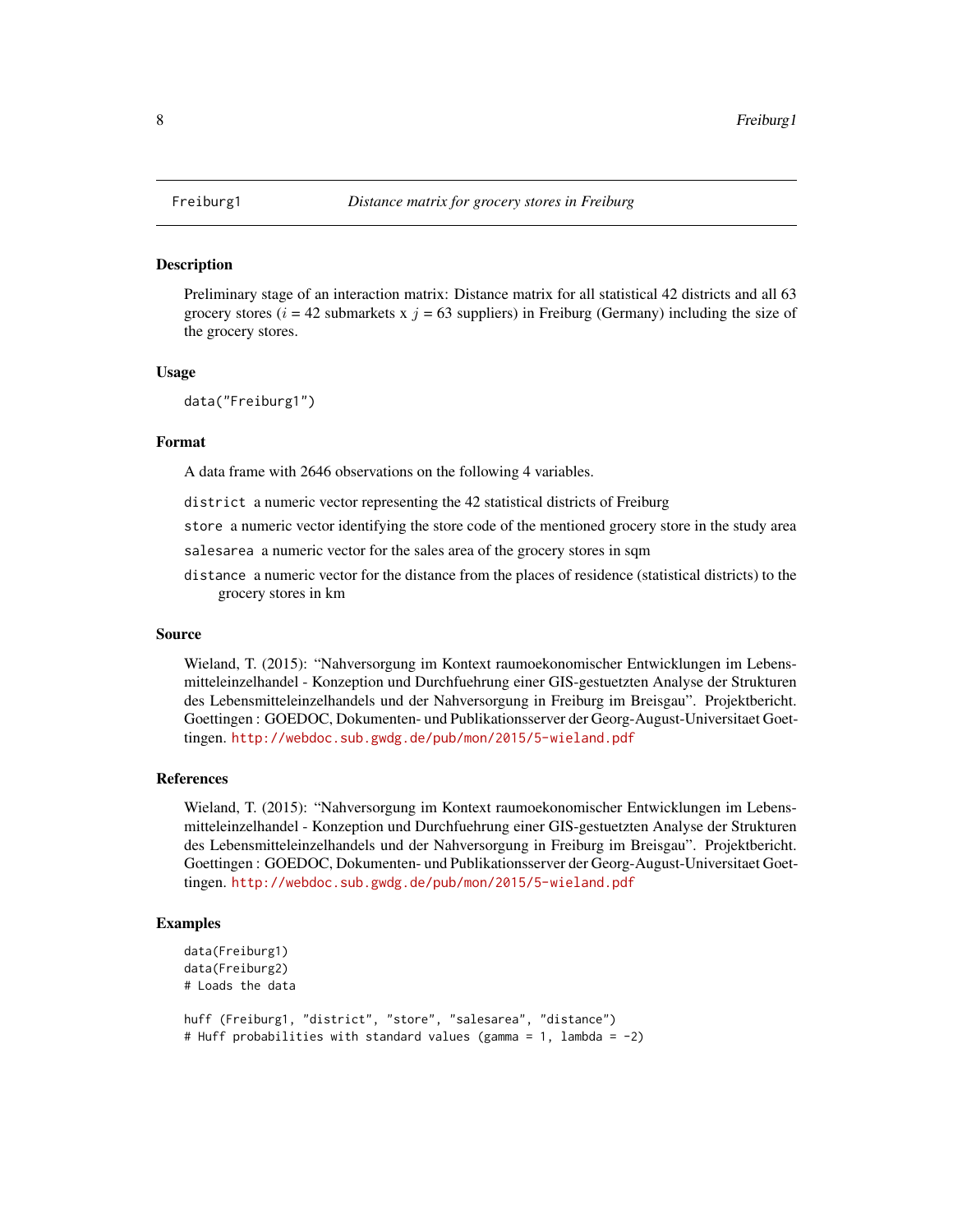Freiburg1 *Distance matrix for grocery stores in Freiburg*

## Description

Preliminary stage of an interaction matrix: Distance matrix for all statistical 42 districts and all 63 grocery stores ($i$ = 42 submarkets x $j$ = 63 suppliers) in Freiburg (Germany) including the size of the grocery stores.

## Usage

```
data("Freiburg1")
```

## Format

A data frame with 2646 observations on the following 4 variables.

- `district` a numeric vector representing the 42 statistical districts of Freiburg
- `store` a numeric vector identifying the store code of the mentioned grocery store in the study area
- `salesarea` a numeric vector for the sales area of the grocery stores in sqm
- `distance` a numeric vector for the distance from the places of residence (statistical districts) to the grocery stores in km

## Source

Wieland, T. (2015): "Nahversorgung im Kontext raumoekonomischer Entwicklungen im Lebensmitteleinzelhandel - Konzeption und Durchfuehrung einer GIS-gestuetzten Analyse der Strukturen des Lebensmitteleinzelhandels und der Nahversorgung in Freiburg im Breisgau". Projektbericht. Goettingen : GOEDOC, Dokumenten- und Publikationsserver der Georg-August-Universitaet Goettingen. http://webdoc.sub.gwdg.de/pub/mon/2015/5-wieland.pdf

## References

Wieland, T. (2015): "Nahversorgung im Kontext raumoekonomischer Entwicklungen im Lebensmitteleinzelhandel - Konzeption und Durchfuehrung einer GIS-gestuetzten Analyse der Strukturen des Lebensmitteleinzelhandels und der Nahversorgung in Freiburg im Breisgau". Projektbericht. Goettingen : GOEDOC, Dokumenten- und Publikationsserver der Georg-August-Universitaet Goettingen. http://webdoc.sub.gwdg.de/pub/mon/2015/5-wieland.pdf

## Examples

```
data(Freiburg1)
data(Freiburg2)
# Loads the data

huff (Freiburg1, "district", "store", "salesarea", "distance")
# Huff probabilities with standard values (gamma = 1, lambda = -2)
```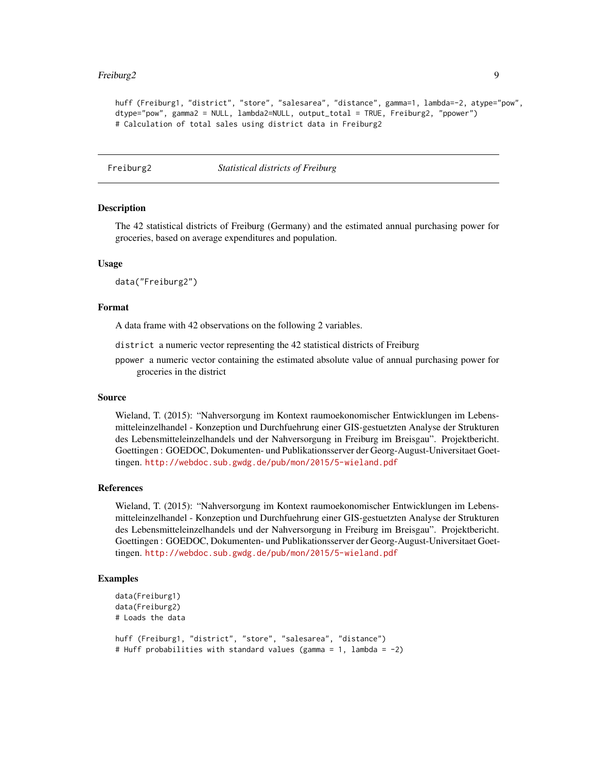```
huff (Freiburg1, "district", "store", "salesarea", "distance", gamma=1, lambda=-2, atype="pow",
dtype="pow", gamma2 = NULL, lambda2=NULL, output_total = TRUE, Freiburg2, "ppower")
# Calculation of total sales using district data in Freiburg2
```

---

## Freiburg2 — *Statistical districts of Freiburg*

### Description

The 42 statistical districts of Freiburg (Germany) and the estimated annual purchasing power for groceries, based on average expenditures and population.

### Usage

```
data("Freiburg2")
```

### Format

A data frame with 42 observations on the following 2 variables.

- `district` a numeric vector representing the 42 statistical districts of Freiburg
- `ppower` a numeric vector containing the estimated absolute value of annual purchasing power for groceries in the district

### Source

Wieland, T. (2015): "Nahversorgung im Kontext raumoekonomischer Entwicklungen im Lebensmitteleinzelhandel - Konzeption und Durchfuehrung einer GIS-gestuetzten Analyse der Strukturen des Lebensmitteleinzelhandels und der Nahversorgung in Freiburg im Breisgau". Projektbericht. Goettingen : GOEDOC, Dokumenten- und Publikationsserver der Georg-August-Universitaet Goettingen. http://webdoc.sub.gwdg.de/pub/mon/2015/5-wieland.pdf

### References

Wieland, T. (2015): "Nahversorgung im Kontext raumoekonomischer Entwicklungen im Lebensmitteleinzelhandel - Konzeption und Durchfuehrung einer GIS-gestuetzten Analyse der Strukturen des Lebensmitteleinzelhandels und der Nahversorgung in Freiburg im Breisgau". Projektbericht. Goettingen : GOEDOC, Dokumenten- und Publikationsserver der Georg-August-Universitaet Goettingen. http://webdoc.sub.gwdg.de/pub/mon/2015/5-wieland.pdf

### Examples

```
data(Freiburg1)
data(Freiburg2)
# Loads the data

huff (Freiburg1, "district", "store", "salesarea", "distance")
# Huff probabilities with standard values (gamma = 1, lambda = -2)
```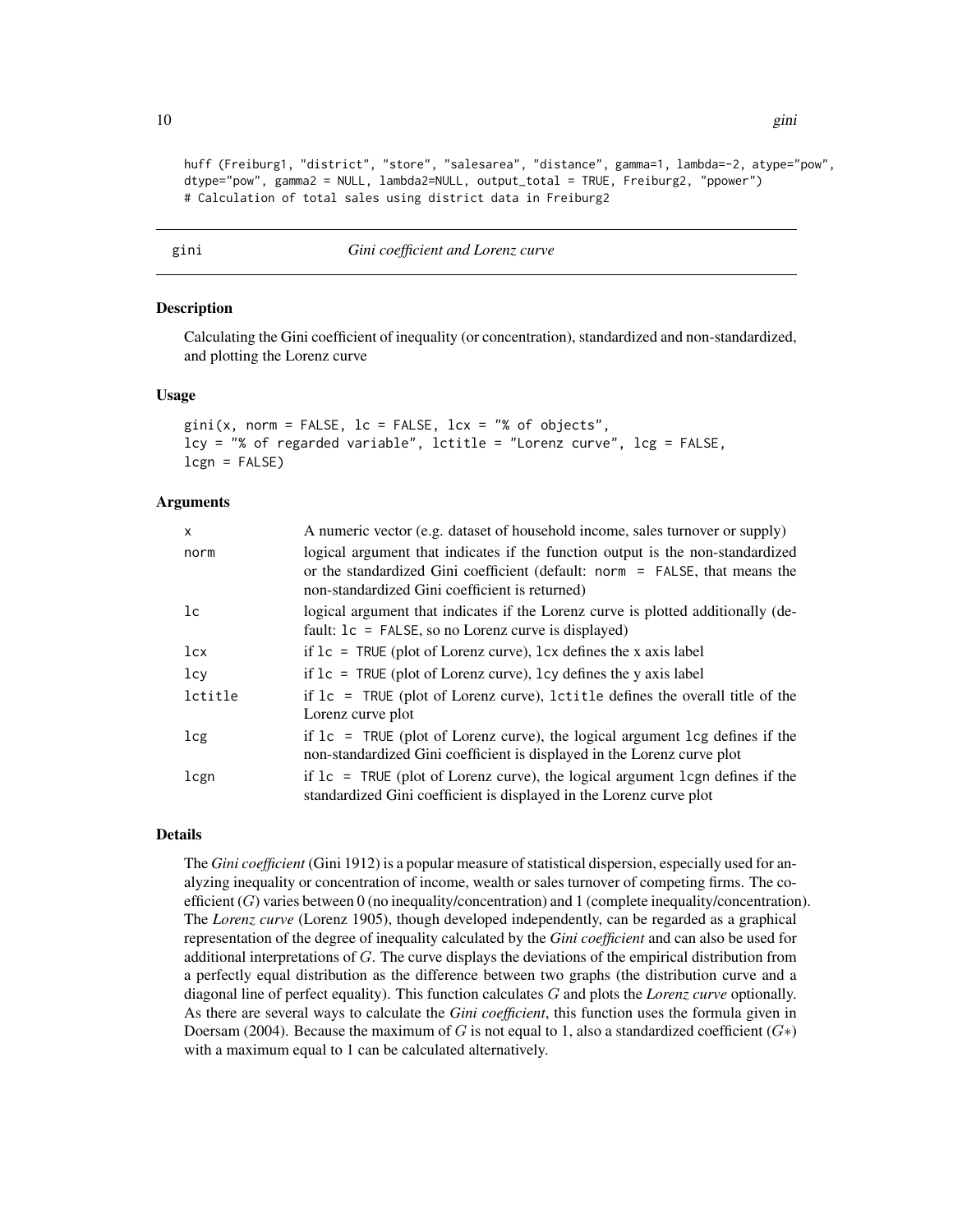```
huff (Freiburg1, "district", "store", "salesarea", "distance", gamma=1, lambda=-2, atype="pow",
dtype="pow", gamma2 = NULL, lambda2=NULL, output_total = TRUE, Freiburg2, "ppower")
# Calculation of total sales using district data in Freiburg2
```

## gini — *Gini coefficient and Lorenz curve*

### Description

Calculating the Gini coefficient of inequality (or concentration), standardized and non-standardized, and plotting the Lorenz curve

### Usage

```
gini(x, norm = FALSE, lc = FALSE, lcx = "% of objects",
lcy = "% of regarded variable", lctitle = "Lorenz curve", lcg = FALSE,
lcgn = FALSE)
```

### Arguments

| | |
|---|---|
| x | A numeric vector (e.g. dataset of household income, sales turnover or supply) |
| norm | logical argument that indicates if the function output is the non-standardized or the standardized Gini coefficient (default: `norm = FALSE`, that means the non-standardized Gini coefficient is returned) |
| lc | logical argument that indicates if the Lorenz curve is plotted additionally (default: `lc = FALSE`, so no Lorenz curve is displayed) |
| lcx | if `lc = TRUE` (plot of Lorenz curve), `lcx` defines the x axis label |
| lcy | if `lc = TRUE` (plot of Lorenz curve), `lcy` defines the y axis label |
| lctitle | if `lc = TRUE` (plot of Lorenz curve), `lctitle` defines the overall title of the Lorenz curve plot |
| lcg | if `lc = TRUE` (plot of Lorenz curve), the logical argument `lcg` defines if the non-standardized Gini coefficient is displayed in the Lorenz curve plot |
| lcgn | if `lc = TRUE` (plot of Lorenz curve), the logical argument `lcgn` defines if the standardized Gini coefficient is displayed in the Lorenz curve plot |

### Details

The *Gini coefficient* (Gini 1912) is a popular measure of statistical dispersion, especially used for analyzing inequality or concentration of income, wealth or sales turnover of competing firms. The coefficient ($G$) varies between 0 (no inequality/concentration) and 1 (complete inequality/concentration). The *Lorenz curve* (Lorenz 1905), though developed independently, can be regarded as a graphical representation of the degree of inequality calculated by the *Gini coefficient* and can also be used for additional interpretations of $G$. The curve displays the deviations of the empirical distribution from a perfectly equal distribution as the difference between two graphs (the distribution curve and a diagonal line of perfect equality). This function calculates $G$ and plots the *Lorenz curve* optionally. As there are several ways to calculate the *Gini coefficient*, this function uses the formula given in Doersam (2004). Because the maximum of $G$ is not equal to 1, also a standardized coefficient ($G*$) with a maximum equal to 1 can be calculated alternatively.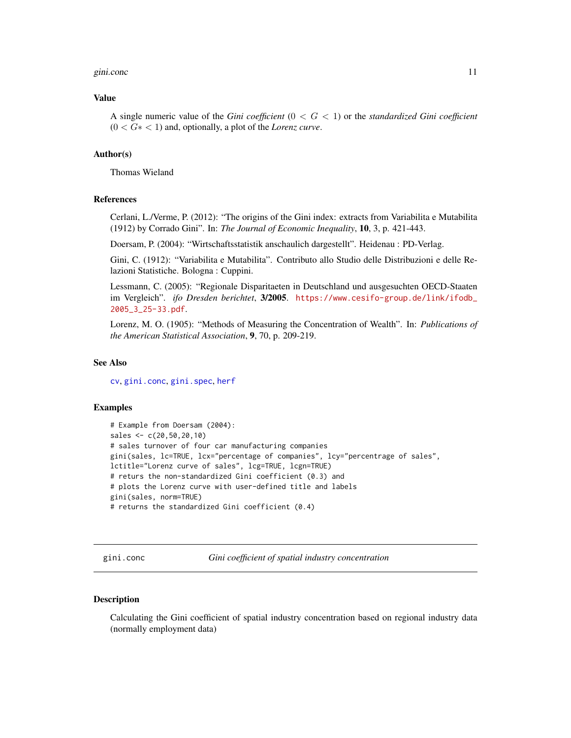## Value

A single numeric value of the *Gini coefficient* ($0 < G < 1$) or the *standardized Gini coefficient* ($0 < G* < 1$) and, optionally, a plot of the *Lorenz curve*.

## Author(s)

Thomas Wieland

## References

Cerlani, L./Verme, P. (2012): "The origins of the Gini index: extracts from Variabilita e Mutabilita (1912) by Corrado Gini". In: *The Journal of Economic Inequality*, **10**, 3, p. 421-443.

Doersam, P. (2004): "Wirtschaftsstatistik anschaulich dargestellt". Heidenau : PD-Verlag.

Gini, C. (1912): "Variabilita e Mutabilita". Contributo allo Studio delle Distribuzioni e delle Relazioni Statistiche. Bologna : Cuppini.

Lessmann, C. (2005): "Regionale Disparitaeten in Deutschland und ausgesuchten OECD-Staaten im Vergleich". *ifo Dresden berichtet*, **3/2005**. https://www.cesifo-group.de/link/ifodb_2005_3_25-33.pdf.

Lorenz, M. O. (1905): "Methods of Measuring the Concentration of Wealth". In: *Publications of the American Statistical Association*, **9**, 70, p. 209-219.

## See Also

cv, gini.conc, gini.spec, herf

## Examples

```
# Example from Doersam (2004):
sales <- c(20,50,20,10)
# sales turnover of four car manufacturing companies
gini(sales, lc=TRUE, lcx="percentage of companies", lcy="percentrage of sales",
lctitle="Lorenz curve of sales", lcg=TRUE, lcgn=TRUE)
# returs the non-standardized Gini coefficient (0.3) and
# plots the Lorenz curve with user-defined title and labels
gini(sales, norm=TRUE)
# returns the standardized Gini coefficient (0.4)
```

---

# gini.conc *Gini coefficient of spatial industry concentration*

## Description

Calculating the Gini coefficient of spatial industry concentration based on regional industry data (normally employment data)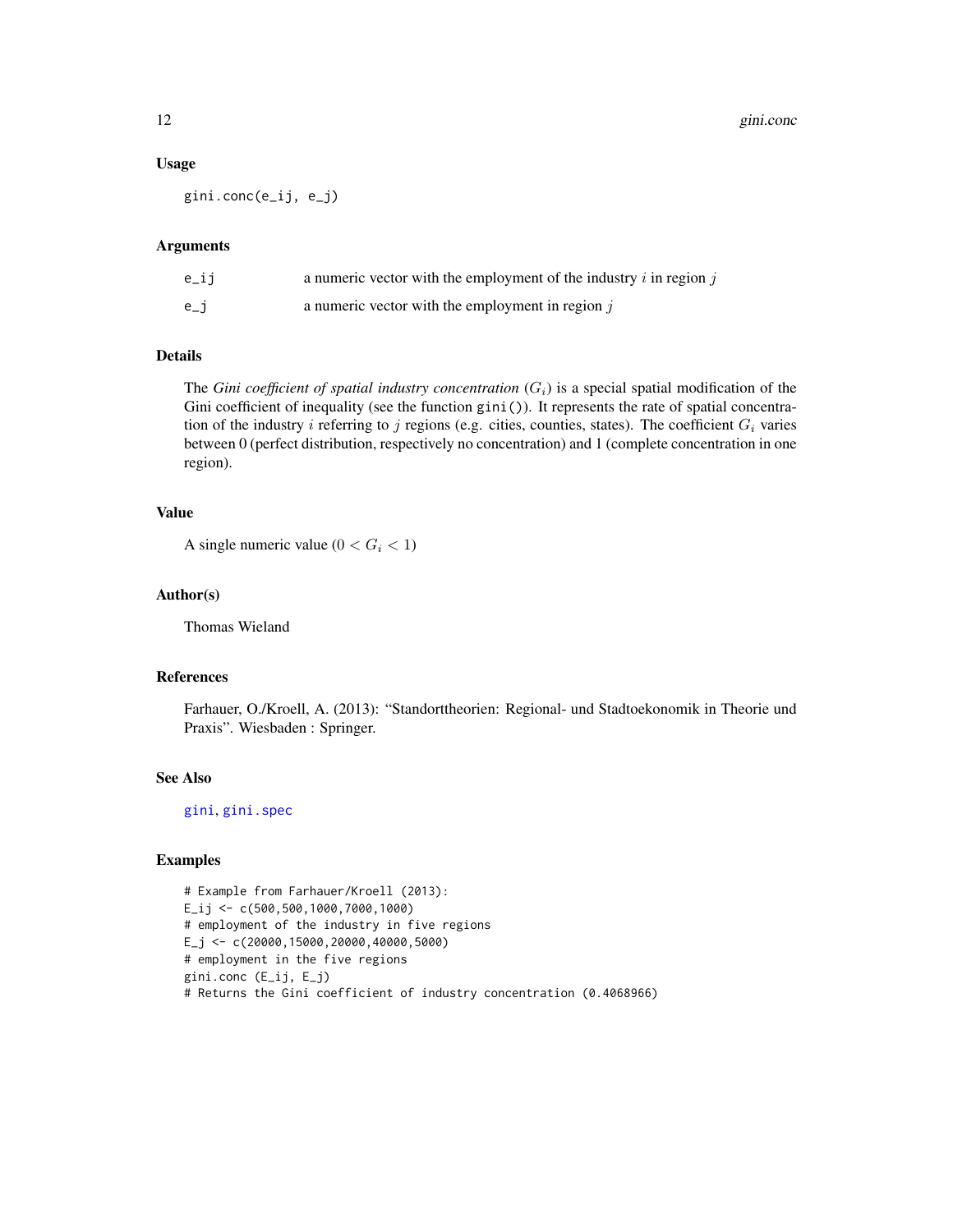## Usage

```
gini.conc(e_ij, e_j)
```

## Arguments

| | |
|---|---|
| e_ij | a numeric vector with the employment of the industry $i$ in region $j$ |
| e_j | a numeric vector with the employment in region $j$ |

## Details

The *Gini coefficient of spatial industry concentration* ($G_i$) is a special spatial modification of the Gini coefficient of inequality (see the function `gini()`). It represents the rate of spatial concentration of the industry $i$ referring to $j$ regions (e.g. cities, counties, states). The coefficient $G_i$ varies between 0 (perfect distribution, respectively no concentration) and 1 (complete concentration in one region).

## Value

A single numeric value ($0 < G_i < 1$)

## Author(s)

Thomas Wieland

## References

Farhauer, O./Kroell, A. (2013): "Standorttheorien: Regional- und Stadtoekonomik in Theorie und Praxis". Wiesbaden : Springer.

## See Also

gini, gini.spec

## Examples

```
# Example from Farhauer/Kroell (2013):
E_ij <- c(500,500,1000,7000,1000)
# employment of the industry in five regions
E_j <- c(20000,15000,20000,40000,5000)
# employment in the five regions
gini.conc (E_ij, E_j)
# Returns the Gini coefficient of industry concentration (0.4068966)
```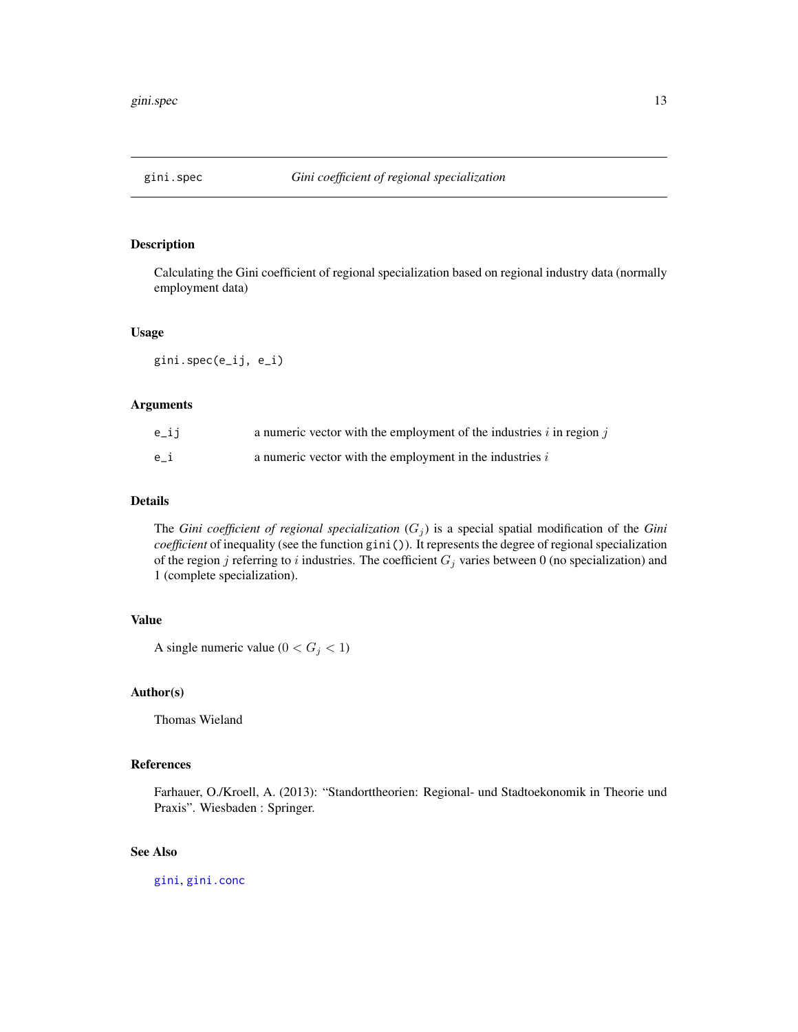# gini.spec *Gini coefficient of regional specialization*

## Description

Calculating the Gini coefficient of regional specialization based on regional industry data (normally employment data)

## Usage

```
gini.spec(e_ij, e_i)
```

## Arguments

| | |
|---|---|
| e_ij | a numeric vector with the employment of the industries $i$ in region $j$ |
| e_i | a numeric vector with the employment in the industries $i$ |

## Details

The *Gini coefficient of regional specialization* ($G_j$) is a special spatial modification of the *Gini coefficient* of inequality (see the function `gini()`). It represents the degree of regional specialization of the region $j$ referring to $i$ industries. The coefficient $G_j$ varies between 0 (no specialization) and 1 (complete specialization).

## Value

A single numeric value ($0 < G_j < 1$)

## Author(s)

Thomas Wieland

## References

Farhauer, O./Kroell, A. (2013): "Standorttheorien: Regional- und Stadtoekonomik in Theorie und Praxis". Wiesbaden : Springer.

## See Also

`gini`, `gini.conc`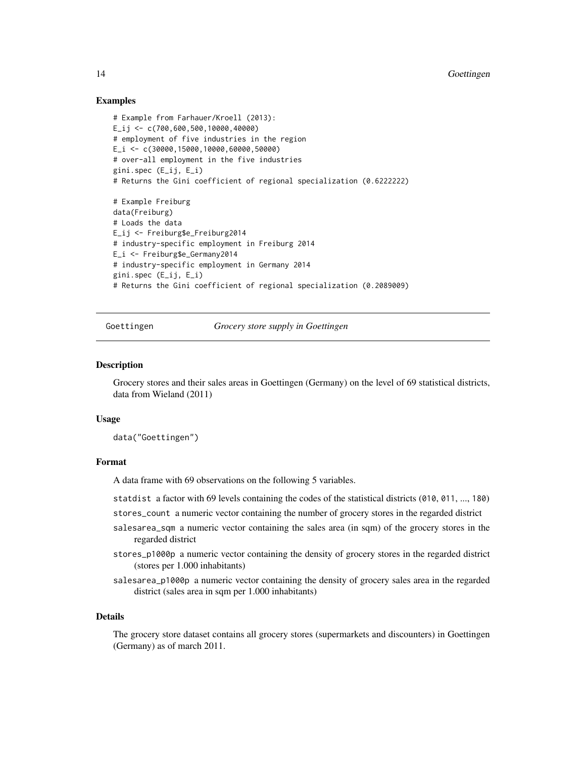## Examples

```
# Example from Farhauer/Kroell (2013):
E_ij <- c(700,600,500,10000,40000)
# employment of five industries in the region
E_i <- c(30000,15000,10000,60000,50000)
# over-all employment in the five industries
gini.spec (E_ij, E_i)
# Returns the Gini coefficient of regional specialization (0.6222222)

# Example Freiburg
data(Freiburg)
# Loads the data
E_ij <- Freiburg$e_Freiburg2014
# industry-specific employment in Freiburg 2014
E_i <- Freiburg$e_Germany2014
# industry-specific employment in Germany 2014
gini.spec (E_ij, E_i)
# Returns the Gini coefficient of regional specialization (0.2089009)
```

---

# Goettingen — *Grocery store supply in Goettingen*

---

## Description

Grocery stores and their sales areas in Goettingen (Germany) on the level of 69 statistical districts, data from Wieland (2011)

## Usage

```
data("Goettingen")
```

## Format

A data frame with 69 observations on the following 5 variables.

- `statdist` a factor with 69 levels containing the codes of the statistical districts (`010`, `011`, ..., `180`)
- `stores_count` a numeric vector containing the number of grocery stores in the regarded district
- `salesarea_sqm` a numeric vector containing the sales area (in sqm) of the grocery stores in the regarded district
- `stores_p1000p` a numeric vector containing the density of grocery stores in the regarded district (stores per 1.000 inhabitants)
- `salesarea_p1000p` a numeric vector containing the density of grocery sales area in the regarded district (sales area in sqm per 1.000 inhabitants)

## Details

The grocery store dataset contains all grocery stores (supermarkets and discounters) in Goettingen (Germany) as of march 2011.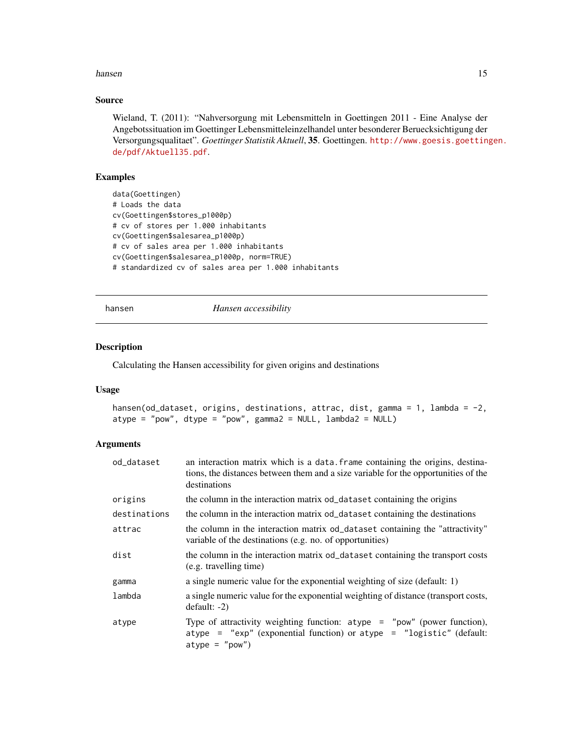## Source

Wieland, T. (2011): "Nahversorgung mit Lebensmitteln in Goettingen 2011 - Eine Analyse der Angebotssituation im Goettinger Lebensmitteleinzelhandel unter besonderer Beruecksichtigung der Versorgungsqualitaet". *Goettinger Statistik Aktuell*, **35**. Goettingen. http://www.goesis.goettingen.de/pdf/Aktuell35.pdf.

## Examples

```
data(Goettingen)
# Loads the data
cv(Goettingen$stores_p1000p)
# cv of stores per 1.000 inhabitants
cv(Goettingen$salesarea_p1000p)
# cv of sales area per 1.000 inhabitants
cv(Goettingen$salesarea_p1000p, norm=TRUE)
# standardized cv of sales area per 1.000 inhabitants
```

---

# hansen — *Hansen accessibility*

---

## Description

Calculating the Hansen accessibility for given origins and destinations

## Usage

```
hansen(od_dataset, origins, destinations, attrac, dist, gamma = 1, lambda = -2,
atype = "pow", dtype = "pow", gamma2 = NULL, lambda2 = NULL)
```

## Arguments

| | |
|---|---|
| od_dataset | an interaction matrix which is a `data.frame` containing the origins, destinations, the distances between them and a size variable for the opportunities of the destinations |
| origins | the column in the interaction matrix `od_dataset` containing the origins |
| destinations | the column in the interaction matrix `od_dataset` containing the destinations |
| attrac | the column in the interaction matrix `od_dataset` containing the "attractivity" variable of the destinations (e.g. no. of opportunities) |
| dist | the column in the interaction matrix `od_dataset` containing the transport costs (e.g. travelling time) |
| gamma | a single numeric value for the exponential weighting of size (default: 1) |
| lambda | a single numeric value for the exponential weighting of distance (transport costs, default: -2) |
| atype | Type of attractivity weighting function: `atype = "pow"` (power function), `atype = "exp"` (exponential function) or `atype = "logistic"` (default: `atype = "pow"`) |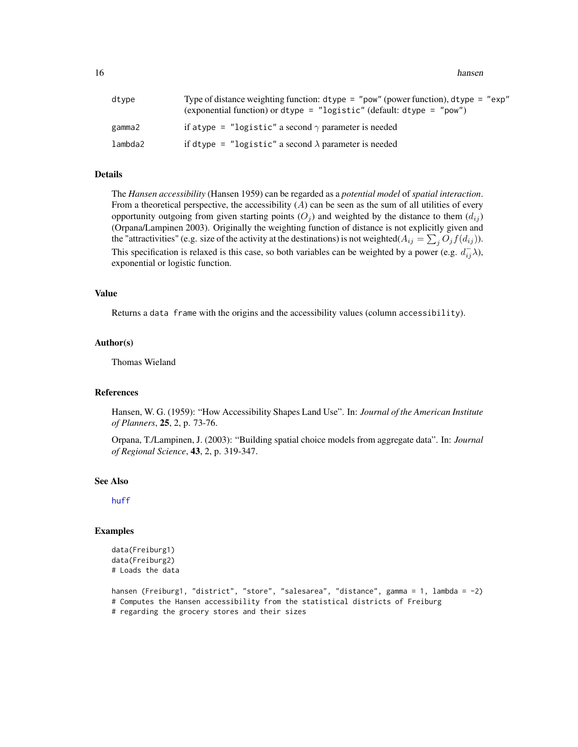| | |
|---|---|
| dtype | Type of distance weighting function: `dtype = "pow"` (power function), `dtype = "exp"` (exponential function) or `dtype = "logistic"` (default: `dtype = "pow"`) |
| gamma2 | if `atype = "logistic"` a second $\gamma$ parameter is needed |
| lambda2 | if `dtype = "logistic"` a second $\lambda$ parameter is needed |

## Details

The *Hansen accessibility* (Hansen 1959) can be regarded as a *potential model* of *spatial interaction*. From a theoretical perspective, the accessibility ($A$) can be seen as the sum of all utilities of every opportunity outgoing from given starting points ($O_j$) and weighted by the distance to them ($d_{ij}$) (Orpana/Lampinen 2003). Originally the weighting function of distance is not explicitly given and the "attractivities" (e.g. size of the activity at the destinations) is not weighted($A_{ij} = \sum_j O_j f(d_{ij})$). This specification is relaxed is this case, so both variables can be weighted by a power (e.g. $d_{ij}^{-}\lambda$), exponential or logistic function.

## Value

Returns a `data frame` with the origins and the accessibility values (column `accessibility`).

## Author(s)

Thomas Wieland

## References

Hansen, W. G. (1959): "How Accessibility Shapes Land Use". In: *Journal of the American Institute of Planners*, **25**, 2, p. 73-76.

Orpana, T./Lampinen, J. (2003): "Building spatial choice models from aggregate data". In: *Journal of Regional Science*, **43**, 2, p. 319-347.

## See Also

huff

## Examples

```
data(Freiburg1)
data(Freiburg2)
# Loads the data

hansen (Freiburg1, "district", "store", "salesarea", "distance", gamma = 1, lambda = -2)
# Computes the Hansen accessibility from the statistical districts of Freiburg
# regarding the grocery stores and their sizes
```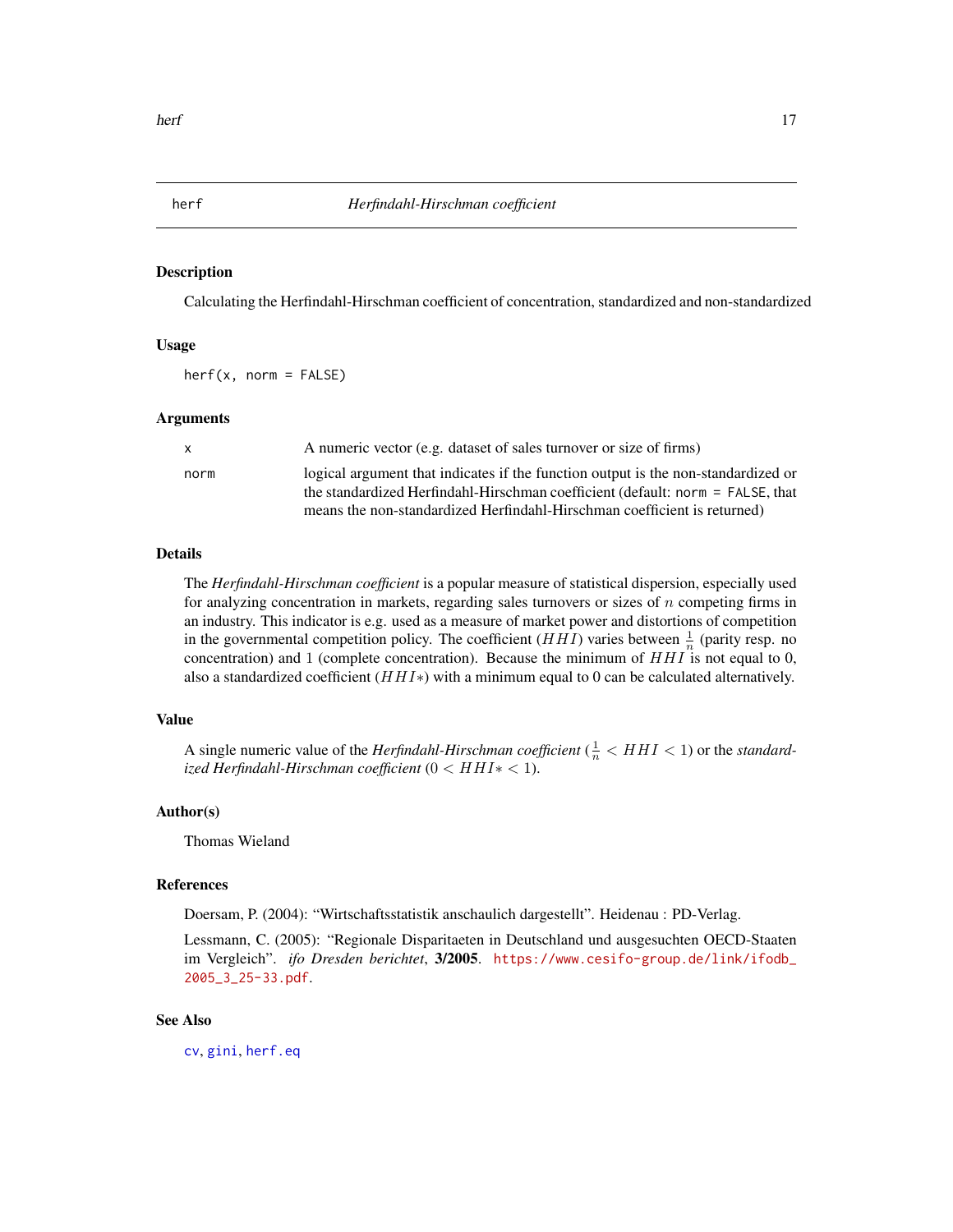# herf — *Herfindahl-Hirschman coefficient*

## Description

Calculating the Herfindahl-Hirschman coefficient of concentration, standardized and non-standardized

## Usage

```
herf(x, norm = FALSE)
```

## Arguments

| | |
|---|---|
| `x` | A numeric vector (e.g. dataset of sales turnover or size of firms) |
| `norm` | logical argument that indicates if the function output is the non-standardized or the standardized Herfindahl-Hirschman coefficient (default: `norm = FALSE`, that means the non-standardized Herfindahl-Hirschman coefficient is returned) |

## Details

The *Herfindahl-Hirschman coefficient* is a popular measure of statistical dispersion, especially used for analyzing concentration in markets, regarding sales turnovers or sizes of $n$ competing firms in an industry. This indicator is e.g. used as a measure of market power and distortions of competition in the governmental competition policy. The coefficient ($HHI$) varies between $\frac{1}{n}$ (parity resp. no concentration) and 1 (complete concentration). Because the minimum of $HHI$ is not equal to 0, also a standardized coefficient ($HHI*$) with a minimum equal to 0 can be calculated alternatively.

## Value

A single numeric value of the *Herfindahl-Hirschman coefficient* ($\frac{1}{n} < HHI < 1$) or the *standardized Herfindahl-Hirschman coefficient* ($0 < HHI* < 1$).

## Author(s)

Thomas Wieland

## References

Doersam, P. (2004): "Wirtschaftsstatistik anschaulich dargestellt". Heidenau : PD-Verlag.

Lessmann, C. (2005): "Regionale Disparitaeten in Deutschland und ausgesuchten OECD-Staaten im Vergleich". *ifo Dresden berichtet*, **3/2005**. https://www.cesifo-group.de/link/ifodb_2005_3_25-33.pdf.

## See Also

cv, gini, herf.eq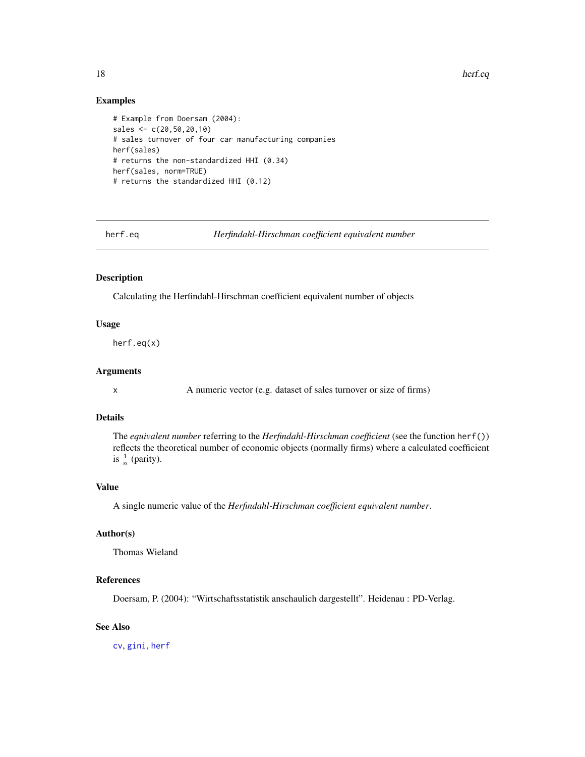## Examples

```
# Example from Doersam (2004):
sales <- c(20,50,20,10)
# sales turnover of four car manufacturing companies
herf(sales)
# returns the non-standardized HHI (0.34)
herf(sales, norm=TRUE)
# returns the standardized HHI (0.12)
```

---

# herf.eq — *Herfindahl-Hirschman coefficient equivalent number*

## Description

Calculating the Herfindahl-Hirschman coefficient equivalent number of objects

## Usage

```
herf.eq(x)
```

## Arguments

| | |
|---|---|
| x | A numeric vector (e.g. dataset of sales turnover or size of firms) |

## Details

The *equivalent number* referring to the *Herfindahl-Hirschman coefficient* (see the function `herf()`) reflects the theoretical number of economic objects (normally firms) where a calculated coefficient is $\frac{1}{n}$ (parity).

## Value

A single numeric value of the *Herfindahl-Hirschman coefficient equivalent number*.

## Author(s)

Thomas Wieland

## References

Doersam, P. (2004): "Wirtschaftsstatistik anschaulich dargestellt". Heidenau : PD-Verlag.

## See Also

cv, gini, herf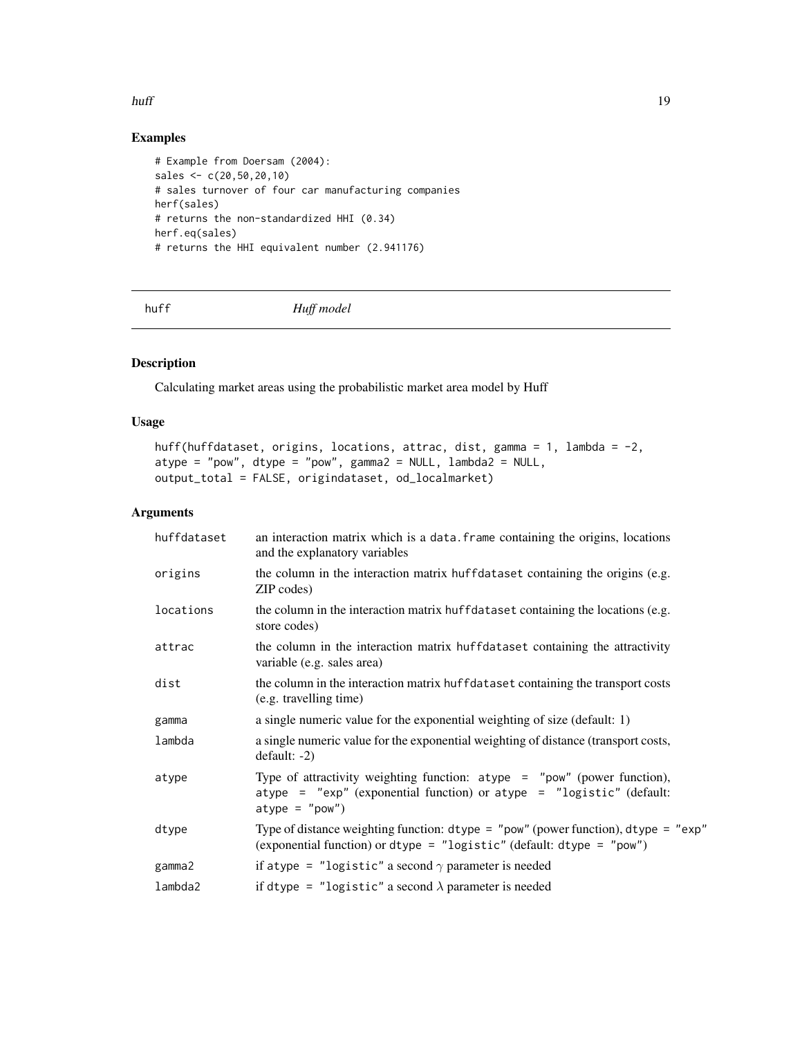## Examples

```
# Example from Doersam (2004):
sales <- c(20,50,20,10)
# sales turnover of four car manufacturing companies
herf(sales)
# returns the non-standardized HHI (0.34)
herf.eq(sales)
# returns the HHI equivalent number (2.941176)
```

---

# huff *Huff model*

---

## Description

Calculating market areas using the probabilistic market area model by Huff

## Usage

```
huff(huffdataset, origins, locations, attrac, dist, gamma = 1, lambda = -2,
atype = "pow", dtype = "pow", gamma2 = NULL, lambda2 = NULL,
output_total = FALSE, origindataset, od_localmarket)
```

## Arguments

| | |
|---|---|
| huffdataset | an interaction matrix which is a data.frame containing the origins, locations and the explanatory variables |
| origins | the column in the interaction matrix huffdataset containing the origins (e.g. ZIP codes) |
| locations | the column in the interaction matrix huffdataset containing the locations (e.g. store codes) |
| attrac | the column in the interaction matrix huffdataset containing the attractivity variable (e.g. sales area) |
| dist | the column in the interaction matrix huffdataset containing the transport costs (e.g. travelling time) |
| gamma | a single numeric value for the exponential weighting of size (default: 1) |
| lambda | a single numeric value for the exponential weighting of distance (transport costs, default: -2) |
| atype | Type of attractivity weighting function: atype = "pow" (power function), atype = "exp" (exponential function) or atype = "logistic" (default: atype = "pow") |
| dtype | Type of distance weighting function: dtype = "pow" (power function), dtype = "exp" (exponential function) or dtype = "logistic" (default: dtype = "pow") |
| gamma2 | if atype = "logistic" a second $\gamma$ parameter is needed |
| lambda2 | if dtype = "logistic" a second $\lambda$ parameter is needed |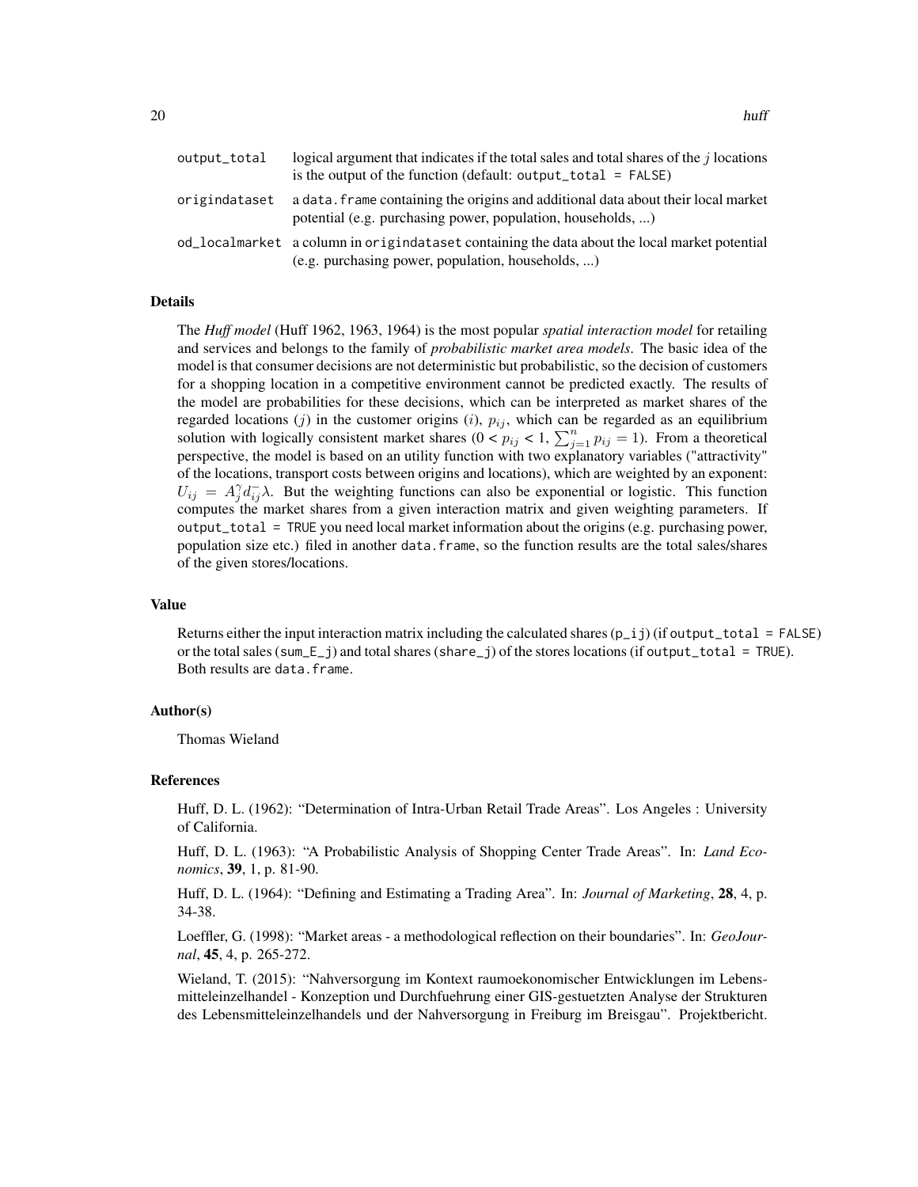| | |
|---|---|
| output_total | logical argument that indicates if the total sales and total shares of the $j$ locations is the output of the function (default: output_total = FALSE) |
| origindataset | a data.frame containing the origins and additional data about their local market potential (e.g. purchasing power, population, households, ...) |
| od_localmarket | a column in origindataset containing the data about the local market potential (e.g. purchasing power, population, households, ...) |

## Details

The *Huff model* (Huff 1962, 1963, 1964) is the most popular *spatial interaction model* for retailing and services and belongs to the family of *probabilistic market area models*. The basic idea of the model is that consumer decisions are not deterministic but probabilistic, so the decision of customers for a shopping location in a competitive environment cannot be predicted exactly. The results of the model are probabilities for these decisions, which can be interpreted as market shares of the regarded locations ($j$) in the customer origins ($i$), $p_{ij}$, which can be regarded as an equilibrium solution with logically consistent market shares ($0 < p_{ij} < 1$, $\sum_{j=1}^{n} p_{ij} = 1$). From a theoretical perspective, the model is based on an utility function with two explanatory variables ("attractivity" of the locations, transport costs between origins and locations), which are weighted by an exponent: $U_{ij} = A_j^{\gamma} d_{ij}^{-} \lambda$. But the weighting functions can also be exponential or logistic. This function computes the market shares from a given interaction matrix and given weighting parameters. If output_total = TRUE you need local market information about the origins (e.g. purchasing power, population size etc.) filed in another data.frame, so the function results are the total sales/shares of the given stores/locations.

## Value

Returns either the input interaction matrix including the calculated shares (p_ij) (if output_total = FALSE) or the total sales (sum_E_j) and total shares (share_j) of the stores locations (if output_total = TRUE). Both results are data.frame.

## Author(s)

Thomas Wieland

## References

Huff, D. L. (1962): "Determination of Intra-Urban Retail Trade Areas". Los Angeles : University of California.

Huff, D. L. (1963): "A Probabilistic Analysis of Shopping Center Trade Areas". In: *Land Economics*, **39**, 1, p. 81-90.

Huff, D. L. (1964): "Defining and Estimating a Trading Area". In: *Journal of Marketing*, **28**, 4, p. 34-38.

Loeffler, G. (1998): "Market areas - a methodological reflection on their boundaries". In: *GeoJournal*, **45**, 4, p. 265-272.

Wieland, T. (2015): "Nahversorgung im Kontext raumoekonomischer Entwicklungen im Lebensmitteleinzelhandel - Konzeption und Durchfuehrung einer GIS-gestuetzten Analyse der Strukturen des Lebensmitteleinzelhandels und der Nahversorgung in Freiburg im Breisgau". Projektbericht.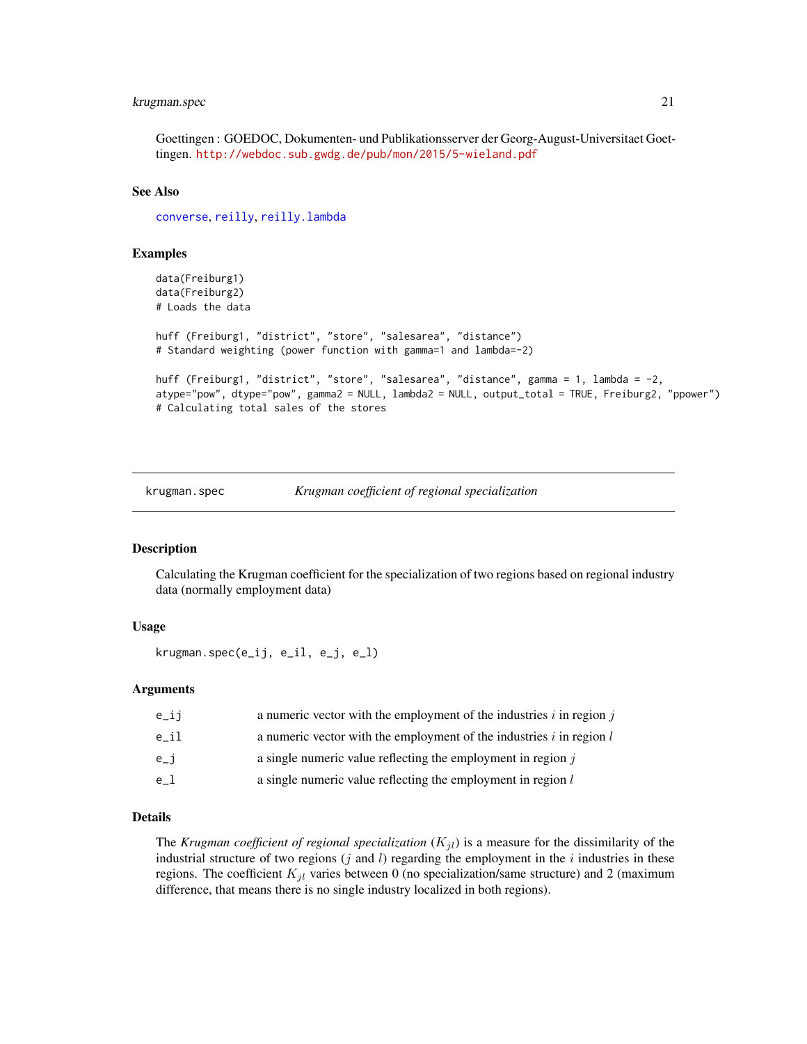Goettingen : GOEDOC, Dokumenten- und Publikationsserver der Georg-August-Universitaet Goettingen. http://webdoc.sub.gwdg.de/pub/mon/2015/5-wieland.pdf

## See Also

converse, reilly, reilly.lambda

## Examples

```
data(Freiburg1)
data(Freiburg2)
# Loads the data

huff (Freiburg1, "district", "store", "salesarea", "distance")
# Standard weighting (power function with gamma=1 and lambda=-2)

huff (Freiburg1, "district", "store", "salesarea", "distance", gamma = 1, lambda = -2,
atype="pow", dtype="pow", gamma2 = NULL, lambda2 = NULL, output_total = TRUE, Freiburg2, "ppower")
# Calculating total sales of the stores
```

---

# krugman.spec — *Krugman coefficient of regional specialization*

## Description

Calculating the Krugman coefficient for the specialization of two regions based on regional industry data (normally employment data)

## Usage

```
krugman.spec(e_ij, e_il, e_j, e_l)
```

## Arguments

| | |
|---|---|
| e_ij | a numeric vector with the employment of the industries $i$ in region $j$ |
| e_il | a numeric vector with the employment of the industries $i$ in region $l$ |
| e_j | a single numeric value reflecting the employment in region $j$ |
| e_l | a single numeric value reflecting the employment in region $l$ |

## Details

The *Krugman coefficient of regional specialization* ($K_{jl}$) is a measure for the dissimilarity of the industrial structure of two regions ($j$ and $l$) regarding the employment in the $i$ industries in these regions. The coefficient $K_{jl}$ varies between 0 (no specialization/same structure) and 2 (maximum difference, that means there is no single industry localized in both regions).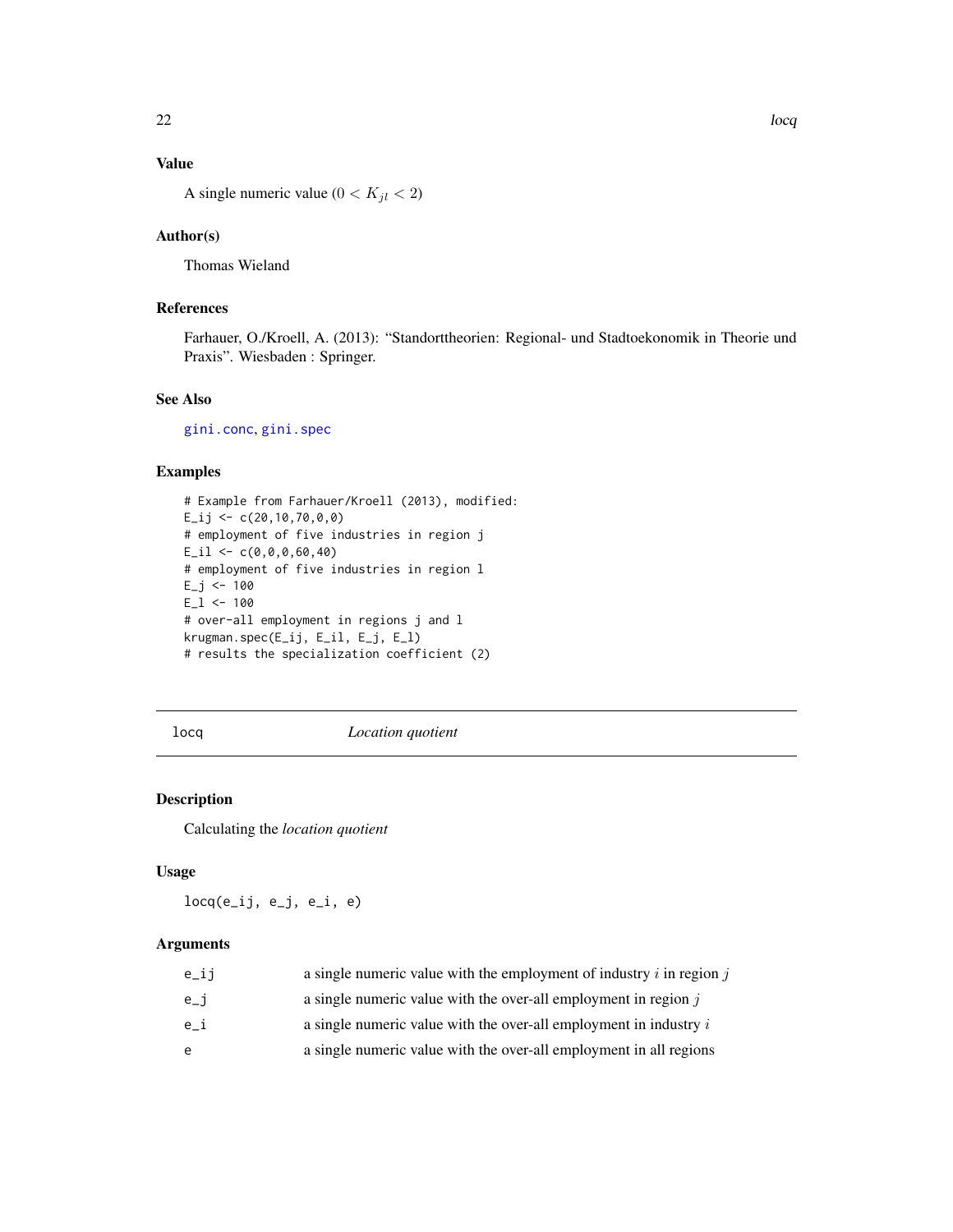### Value

A single numeric value ($0 < K_{jl} < 2$)

### Author(s)

Thomas Wieland

### References

Farhauer, O./Kroell, A. (2013): "Standorttheorien: Regional- und Stadtoekonomik in Theorie und Praxis". Wiesbaden : Springer.

### See Also

gini.conc, gini.spec

### Examples

```
# Example from Farhauer/Kroell (2013), modified:
E_ij <- c(20,10,70,0,0)
# employment of five industries in region j
E_il <- c(0,0,0,60,40)
# employment of five industries in region l
E_j <- 100
E_l <- 100
# over-all employment in regions j and l
krugman.spec(E_ij, E_il, E_j, E_l)
# results the specialization coefficient (2)
```

---

## locq — *Location quotient*

### Description

Calculating the *location quotient*

### Usage

```
locq(e_ij, e_j, e_i, e)
```

### Arguments

| | |
|---|---|
| e_ij | a single numeric value with the employment of industry $i$ in region $j$ |
| e_j | a single numeric value with the over-all employment in region $j$ |
| e_i | a single numeric value with the over-all employment in industry $i$ |
| e | a single numeric value with the over-all employment in all regions |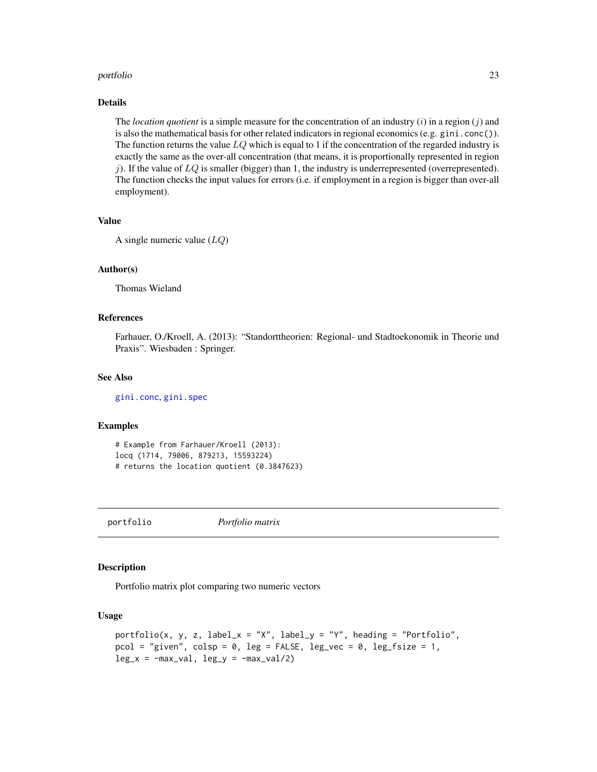### Details

The *location quotient* is a simple measure for the concentration of an industry ($i$) in a region ($j$) and is also the mathematical basis for other related indicators in regional economics (e.g. `gini.conc()`). The function returns the value $LQ$ which is equal to 1 if the concentration of the regarded industry is exactly the same as the over-all concentration (that means, it is proportionally represented in region $j$). If the value of $LQ$ is smaller (bigger) than 1, the industry is underrepresented (overrepresented). The function checks the input values for errors (i.e. if employment in a region is bigger than over-all employment).

### Value

A single numeric value ($LQ$)

### Author(s)

Thomas Wieland

### References

Farhauer, O./Kroell, A. (2013): "Standorttheorien: Regional- und Stadtoekonomik in Theorie und Praxis". Wiesbaden : Springer.

### See Also

`gini.conc`, `gini.spec`

### Examples

```
# Example from Farhauer/Kroell (2013):
locq (1714, 79006, 879213, 15593224)
# returns the location quotient (0.3847623)
```

---

## portfolio *Portfolio matrix*

### Description

Portfolio matrix plot comparing two numeric vectors

### Usage

```
portfolio(x, y, z, label_x = "X", label_y = "Y", heading = "Portfolio",
pcol = "given", colsp = 0, leg = FALSE, leg_vec = 0, leg_fsize = 1,
leg_x = -max_val, leg_y = -max_val/2)
```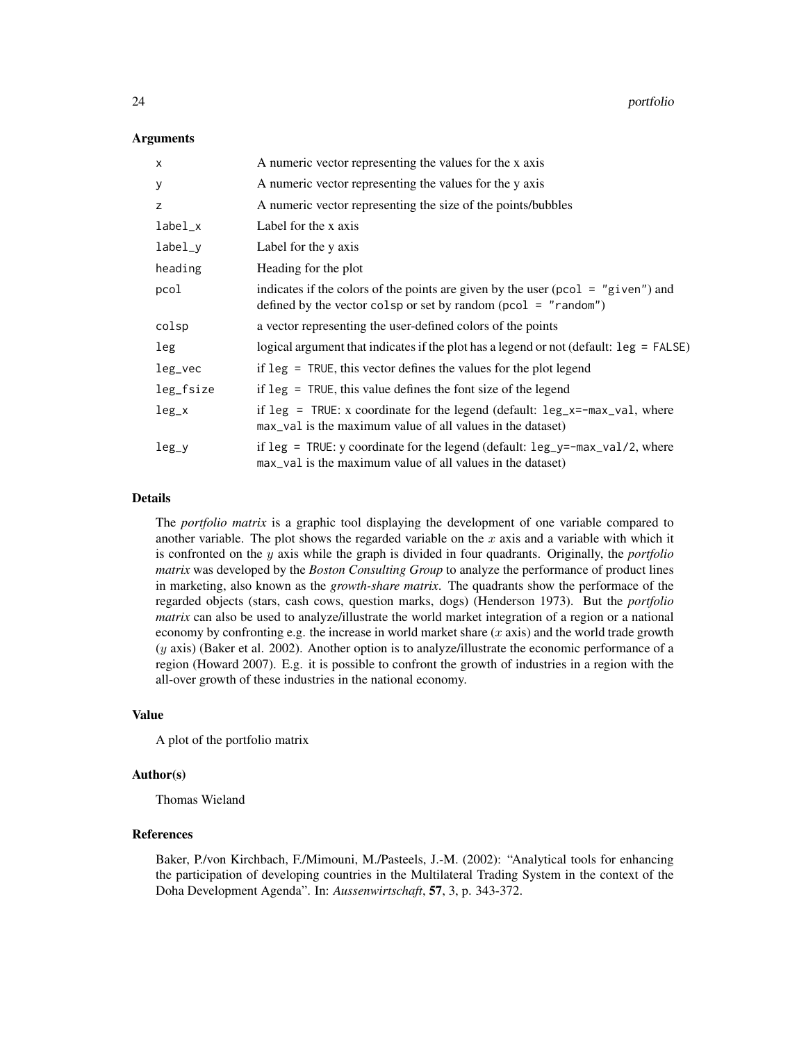### Arguments

| | |
|---|---|
| x | A numeric vector representing the values for the x axis |
| y | A numeric vector representing the values for the y axis |
| z | A numeric vector representing the size of the points/bubbles |
| label_x | Label for the x axis |
| label_y | Label for the y axis |
| heading | Heading for the plot |
| pcol | indicates if the colors of the points are given by the user (`pcol = "given"`) and defined by the vector `colsp` or set by random (`pcol = "random"`) |
| colsp | a vector representing the user-defined colors of the points |
| leg | logical argument that indicates if the plot has a legend or not (default: `leg = FALSE`) |
| leg_vec | if `leg = TRUE`, this vector defines the values for the plot legend |
| leg_fsize | if `leg = TRUE`, this value defines the font size of the legend |
| leg_x | if `leg = TRUE`: x coordinate for the legend (default: `leg_x=-max_val`, where `max_val` is the maximum value of all values in the dataset) |
| leg_y | if `leg = TRUE`: y coordinate for the legend (default: `leg_y=-max_val/2`, where `max_val` is the maximum value of all values in the dataset) |

### Details

The *portfolio matrix* is a graphic tool displaying the development of one variable compared to another variable. The plot shows the regarded variable on the $x$ axis and a variable with which it is confronted on the $y$ axis while the graph is divided in four quadrants. Originally, the *portfolio matrix* was developed by the *Boston Consulting Group* to analyze the performance of product lines in marketing, also known as the *growth-share matrix*. The quadrants show the performace of the regarded objects (stars, cash cows, question marks, dogs) (Henderson 1973). But the *portfolio matrix* can also be used to analyze/illustrate the world market integration of a region or a national economy by confronting e.g. the increase in world market share ($x$ axis) and the world trade growth ($y$ axis) (Baker et al. 2002). Another option is to analyze/illustrate the economic performance of a region (Howard 2007). E.g. it is possible to confront the growth of industries in a region with the all-over growth of these industries in the national economy.

### Value

A plot of the portfolio matrix

### Author(s)

Thomas Wieland

### References

Baker, P./von Kirchbach, F./Mimouni, M./Pasteels, J.-M. (2002): "Analytical tools for enhancing the participation of developing countries in the Multilateral Trading System in the context of the Doha Development Agenda". In: *Aussenwirtschaft*, **57**, 3, p. 343-372.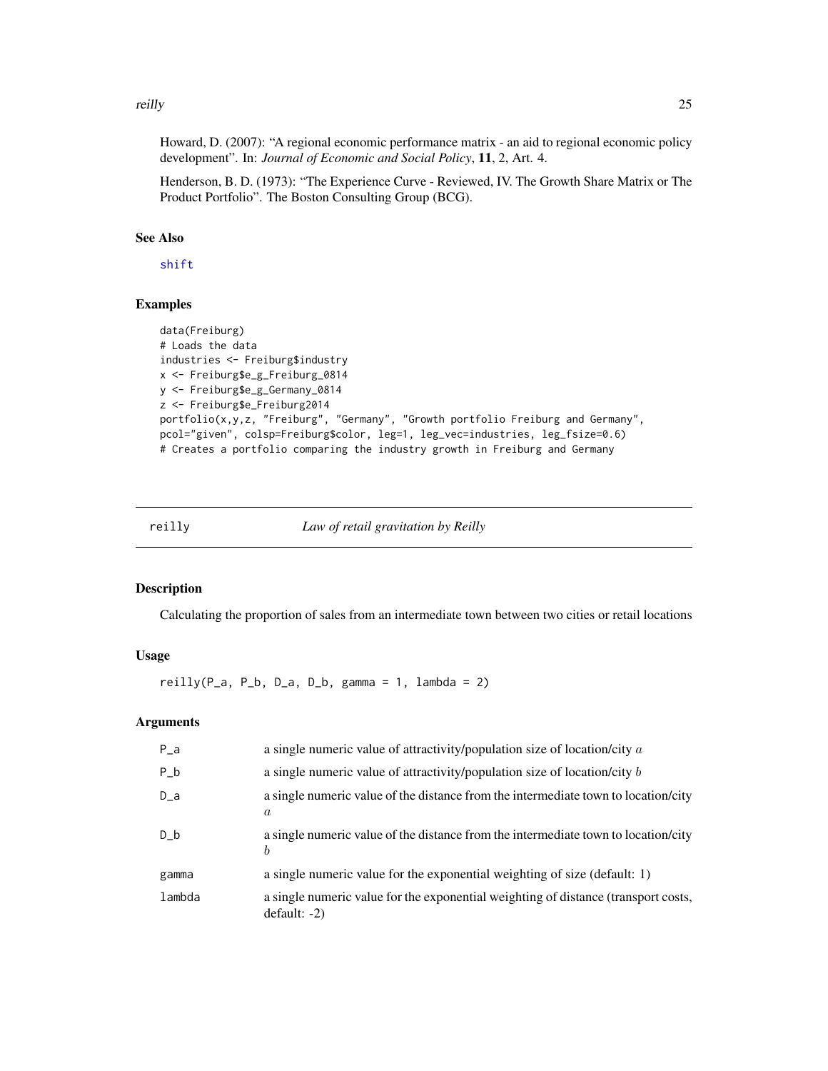Howard, D. (2007): "A regional economic performance matrix - an aid to regional economic policy development". In: *Journal of Economic and Social Policy*, **11**, 2, Art. 4.

Henderson, B. D. (1973): "The Experience Curve - Reviewed, IV. The Growth Share Matrix or The Product Portfolio". The Boston Consulting Group (BCG).

### See Also

shift

### Examples

```
data(Freiburg)
# Loads the data
industries <- Freiburg$industry
x <- Freiburg$e_g_Freiburg_0814
y <- Freiburg$e_g_Germany_0814
z <- Freiburg$e_Freiburg2014
portfolio(x,y,z, "Freiburg", "Germany", "Growth portfolio Freiburg and Germany",
pcol="given", colsp=Freiburg$color, leg=1, leg_vec=industries, leg_fsize=0.6)
# Creates a portfolio comparing the industry growth in Freiburg and Germany
```

---

## reilly — *Law of retail gravitation by Reilly*

### Description

Calculating the proportion of sales from an intermediate town between two cities or retail locations

### Usage

```
reilly(P_a, P_b, D_a, D_b, gamma = 1, lambda = 2)
```

### Arguments

| | |
|---|---|
| P_a | a single numeric value of attractivity/population size of location/city $a$ |
| P_b | a single numeric value of attractivity/population size of location/city $b$ |
| D_a | a single numeric value of the distance from the intermediate town to location/city $a$ |
| D_b | a single numeric value of the distance from the intermediate town to location/city $b$ |
| gamma | a single numeric value for the exponential weighting of size (default: 1) |
| lambda | a single numeric value for the exponential weighting of distance (transport costs, default: -2) |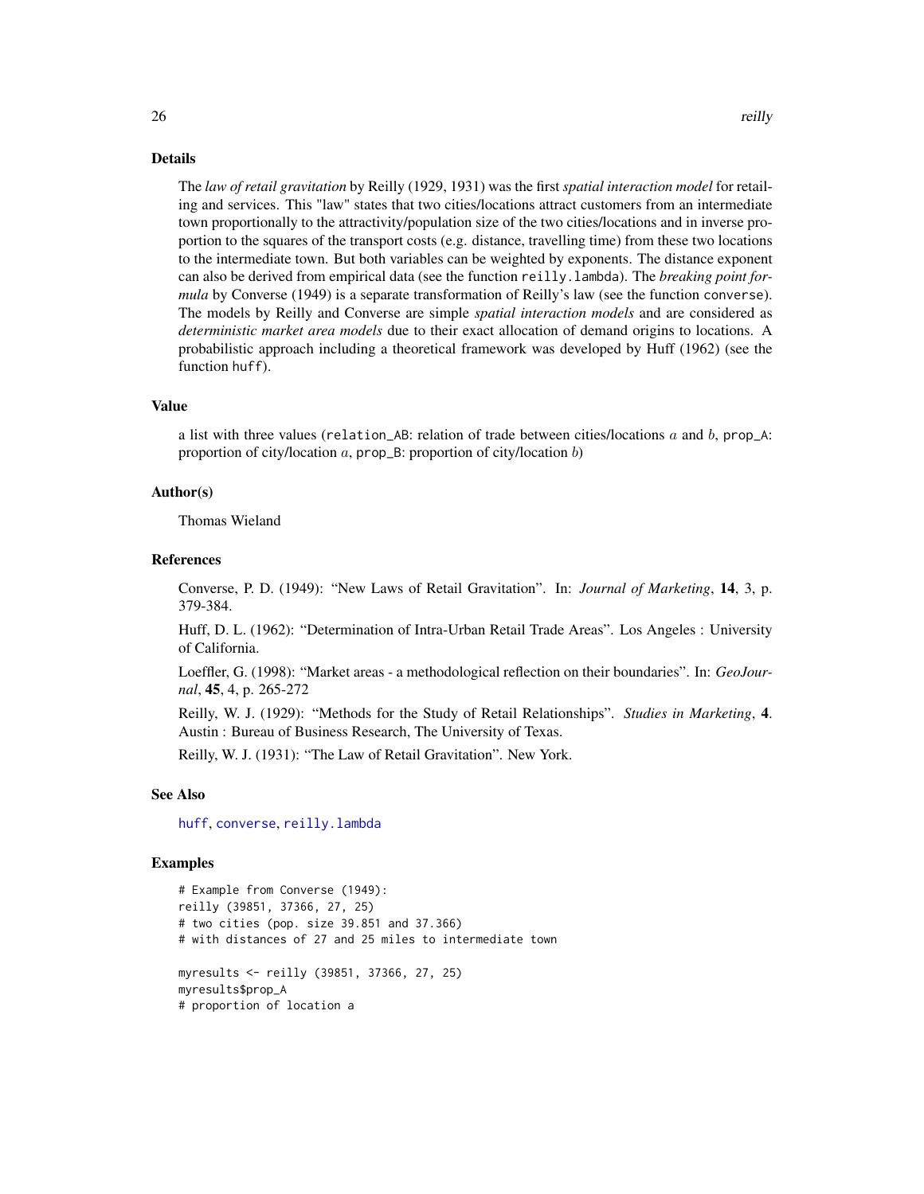## Details

The *law of retail gravitation* by Reilly (1929, 1931) was the first *spatial interaction model* for retailing and services. This "law" states that two cities/locations attract customers from an intermediate town proportionally to the attractivity/population size of the two cities/locations and in inverse proportion to the squares of the transport costs (e.g. distance, travelling time) from these two locations to the intermediate town. But both variables can be weighted by exponents. The distance exponent can also be derived from empirical data (see the function `reilly.lambda`). The *breaking point formula* by Converse (1949) is a separate transformation of Reilly's law (see the function `converse`). The models by Reilly and Converse are simple *spatial interaction models* and are considered as *deterministic market area models* due to their exact allocation of demand origins to locations. A probabilistic approach including a theoretical framework was developed by Huff (1962) (see the function `huff`).

## Value

a list with three values (`relation_AB`: relation of trade between cities/locations $a$ and $b$, `prop_A`: proportion of city/location $a$, `prop_B`: proportion of city/location $b$)

## Author(s)

Thomas Wieland

## References

Converse, P. D. (1949): "New Laws of Retail Gravitation". In: *Journal of Marketing*, **14**, 3, p. 379-384.

Huff, D. L. (1962): "Determination of Intra-Urban Retail Trade Areas". Los Angeles : University of California.

Loeffler, G. (1998): "Market areas - a methodological reflection on their boundaries". In: *GeoJournal*, **45**, 4, p. 265-272

Reilly, W. J. (1929): "Methods for the Study of Retail Relationships". *Studies in Marketing*, **4**. Austin : Bureau of Business Research, The University of Texas.

Reilly, W. J. (1931): "The Law of Retail Gravitation". New York.

## See Also

huff, converse, reilly.lambda

## Examples

```
# Example from Converse (1949):
reilly (39851, 37366, 27, 25)
# two cities (pop. size 39.851 and 37.366)
# with distances of 27 and 25 miles to intermediate town

myresults <- reilly (39851, 37366, 27, 25)
myresults$prop_A
# proportion of location a
```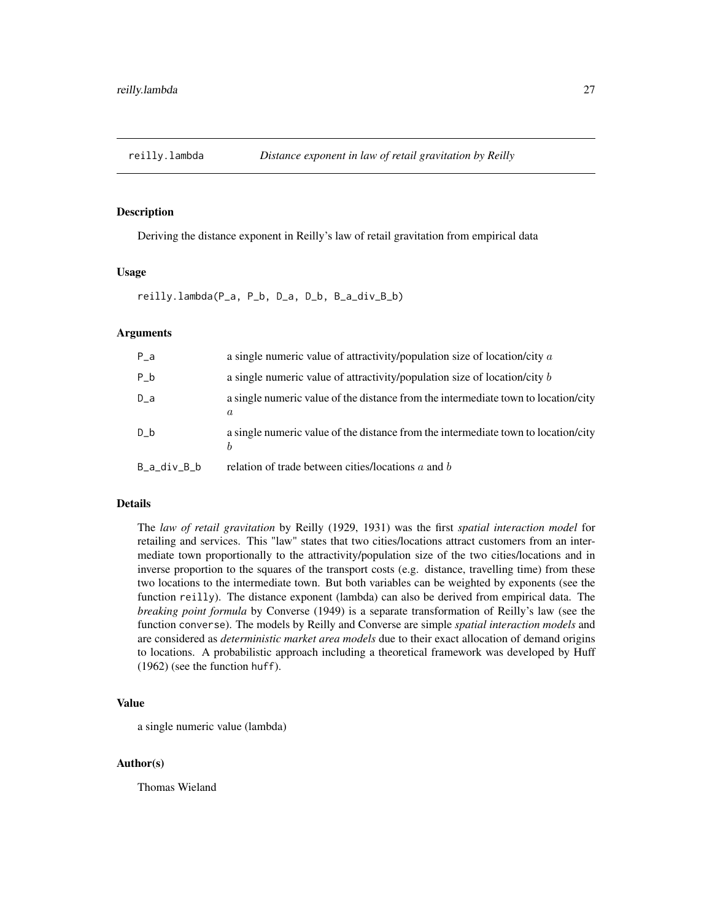# reilly.lambda *Distance exponent in law of retail gravitation by Reilly*

## Description

Deriving the distance exponent in Reilly's law of retail gravitation from empirical data

## Usage

```
reilly.lambda(P_a, P_b, D_a, D_b, B_a_div_B_b)
```

## Arguments

| | |
|---|---|
| P_a | a single numeric value of attractivity/population size of location/city $a$ |
| P_b | a single numeric value of attractivity/population size of location/city $b$ |
| D_a | a single numeric value of the distance from the intermediate town to location/city $a$ |
| D_b | a single numeric value of the distance from the intermediate town to location/city $b$ |
| B_a_div_B_b | relation of trade between cities/locations $a$ and $b$ |

## Details

The *law of retail gravitation* by Reilly (1929, 1931) was the first *spatial interaction model* for retailing and services. This "law" states that two cities/locations attract customers from an intermediate town proportionally to the attractivity/population size of the two cities/locations and in inverse proportion to the squares of the transport costs (e.g. distance, travelling time) from these two locations to the intermediate town. But both variables can be weighted by exponents (see the function `reilly`). The distance exponent (lambda) can also be derived from empirical data. The *breaking point formula* by Converse (1949) is a separate transformation of Reilly's law (see the function `converse`). The models by Reilly and Converse are simple *spatial interaction models* and are considered as *deterministic market area models* due to their exact allocation of demand origins to locations. A probabilistic approach including a theoretical framework was developed by Huff (1962) (see the function `huff`).

## Value

a single numeric value (lambda)

## Author(s)

Thomas Wieland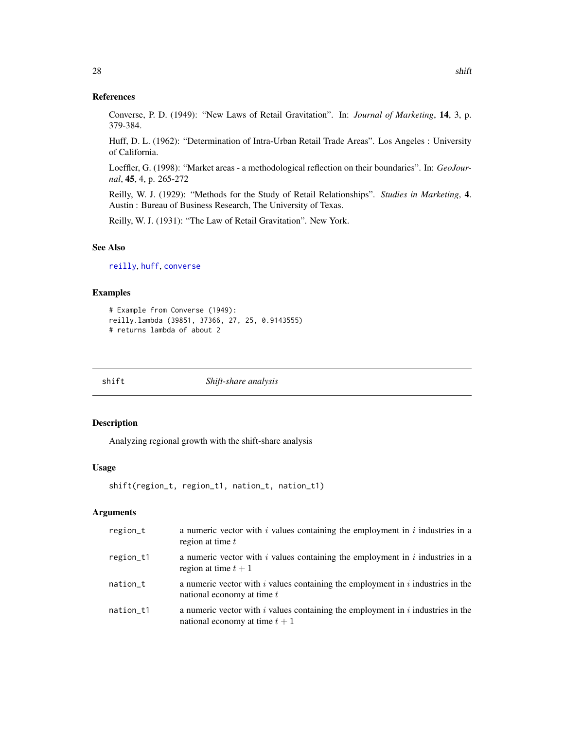## References

Converse, P. D. (1949): "New Laws of Retail Gravitation". In: *Journal of Marketing*, **14**, 3, p. 379-384.

Huff, D. L. (1962): "Determination of Intra-Urban Retail Trade Areas". Los Angeles : University of California.

Loeffler, G. (1998): "Market areas - a methodological reflection on their boundaries". In: *GeoJournal*, **45**, 4, p. 265-272

Reilly, W. J. (1929): "Methods for the Study of Retail Relationships". *Studies in Marketing*, **4**. Austin : Bureau of Business Research, The University of Texas.

Reilly, W. J. (1931): "The Law of Retail Gravitation". New York.

## See Also

reilly, huff, converse

## Examples

```
# Example from Converse (1949):
reilly.lambda (39851, 37366, 27, 25, 0.9143555)
# returns lambda of about 2
```

---

# shift *Shift-share analysis*

## Description

Analyzing regional growth with the shift-share analysis

## Usage

```
shift(region_t, region_t1, nation_t, nation_t1)
```

## Arguments

| | |
|---|---|
| region_t | a numeric vector with $i$ values containing the employment in $i$ industries in a region at time $t$ |
| region_t1 | a numeric vector with $i$ values containing the employment in $i$ industries in a region at time $t + 1$ |
| nation_t | a numeric vector with $i$ values containing the employment in $i$ industries in the national economy at time $t$ |
| nation_t1 | a numeric vector with $i$ values containing the employment in $i$ industries in the national economy at time $t + 1$ |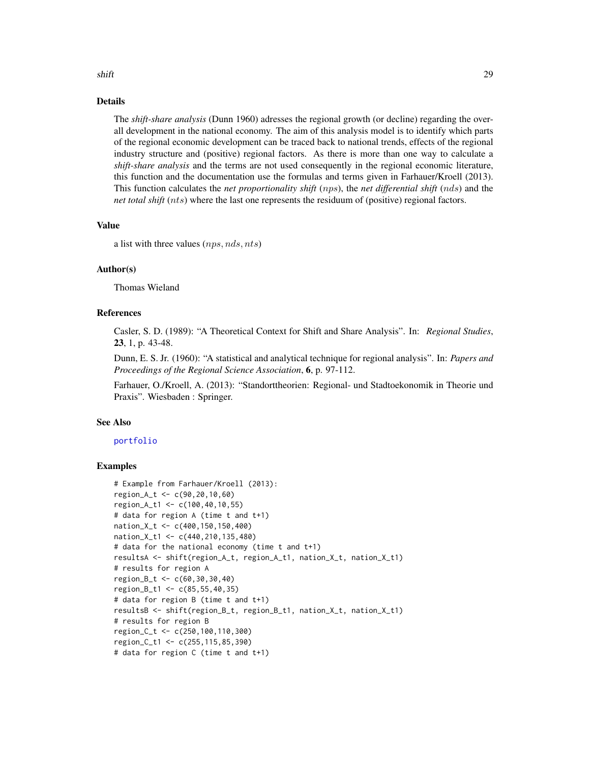## Details

The *shift-share analysis* (Dunn 1960) adresses the regional growth (or decline) regarding the overall development in the national economy. The aim of this analysis model is to identify which parts of the regional economic development can be traced back to national trends, effects of the regional industry structure and (positive) regional factors. As there is more than one way to calculate a *shift-share analysis* and the terms are not used consequently in the regional economic literature, this function and the documentation use the formulas and terms given in Farhauer/Kroell (2013). This function calculates the *net proportionality shift* ($nps$), the *net differential shift* ($nds$) and the *net total shift* ($nts$) where the last one represents the residuum of (positive) regional factors.

## Value

a list with three values ($nps, nds, nts$)

## Author(s)

Thomas Wieland

## References

Casler, S. D. (1989): "A Theoretical Context for Shift and Share Analysis". In: *Regional Studies*, **23**, 1, p. 43-48.

Dunn, E. S. Jr. (1960): "A statistical and analytical technique for regional analysis". In: *Papers and Proceedings of the Regional Science Association*, **6**, p. 97-112.

Farhauer, O./Kroell, A. (2013): "Standorttheorien: Regional- und Stadtoekonomik in Theorie und Praxis". Wiesbaden : Springer.

## See Also

portfolio

## Examples

```
# Example from Farhauer/Kroell (2013):
region_A_t <- c(90,20,10,60)
region_A_t1 <- c(100,40,10,55)
# data for region A (time t and t+1)
nation_X_t <- c(400,150,150,400)
nation_X_t1 <- c(440,210,135,480)
# data for the national economy (time t and t+1)
resultsA <- shift(region_A_t, region_A_t1, nation_X_t, nation_X_t1)
# results for region A
region_B_t <- c(60,30,30,40)
region_B_t1 <- c(85,55,40,35)
# data for region B (time t and t+1)
resultsB <- shift(region_B_t, region_B_t1, nation_X_t, nation_X_t1)
# results for region B
region_C_t <- c(250,100,110,300)
region_C_t1 <- c(255,115,85,390)
# data for region C (time t and t+1)
```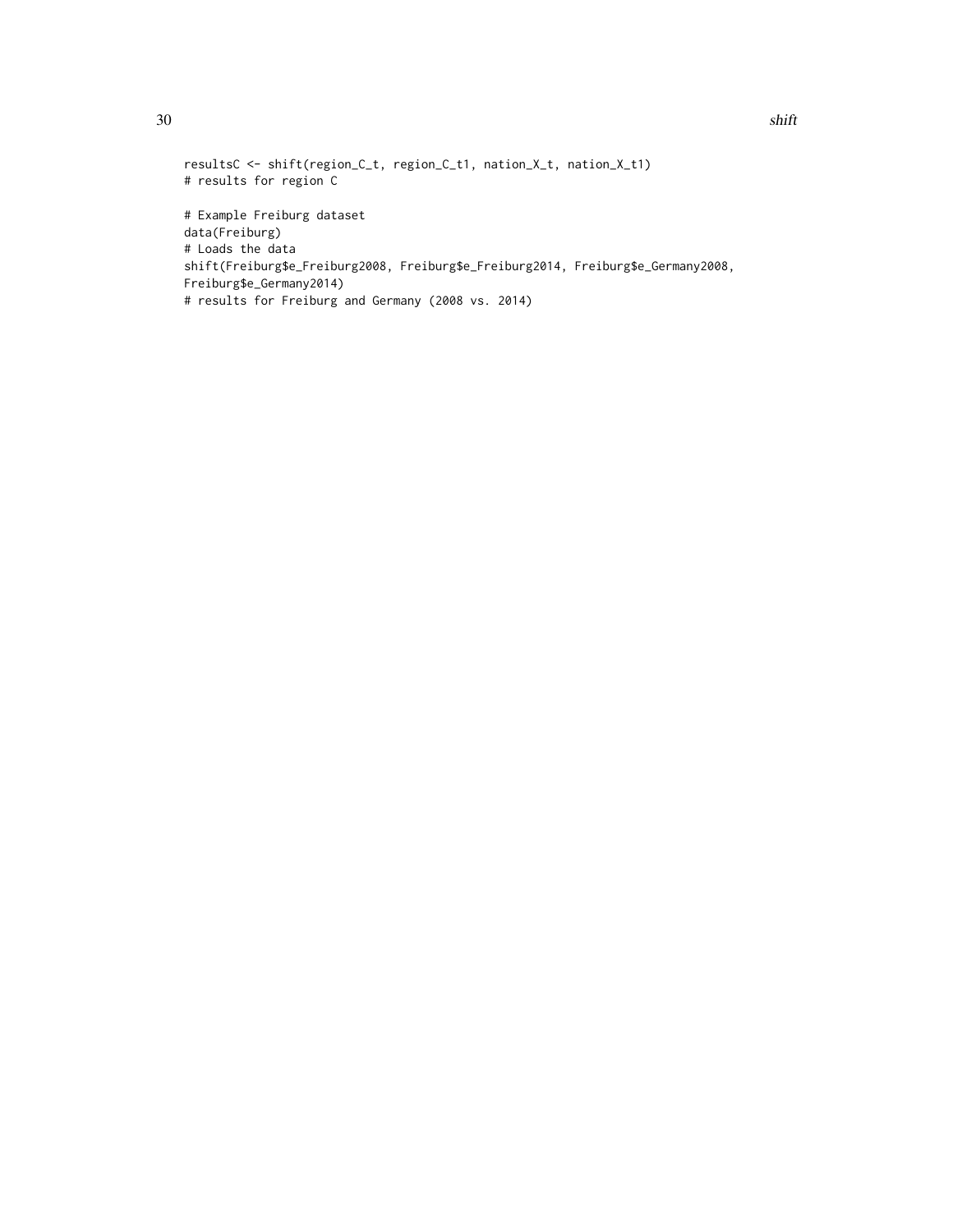```
resultsC <- shift(region_C_t, region_C_t1, nation_X_t, nation_X_t1)
# results for region C

# Example Freiburg dataset
data(Freiburg)
# Loads the data
shift(Freiburg$e_Freiburg2008, Freiburg$e_Freiburg2014, Freiburg$e_Germany2008,
Freiburg$e_Germany2014)
# results for Freiburg and Germany (2008 vs. 2014)
```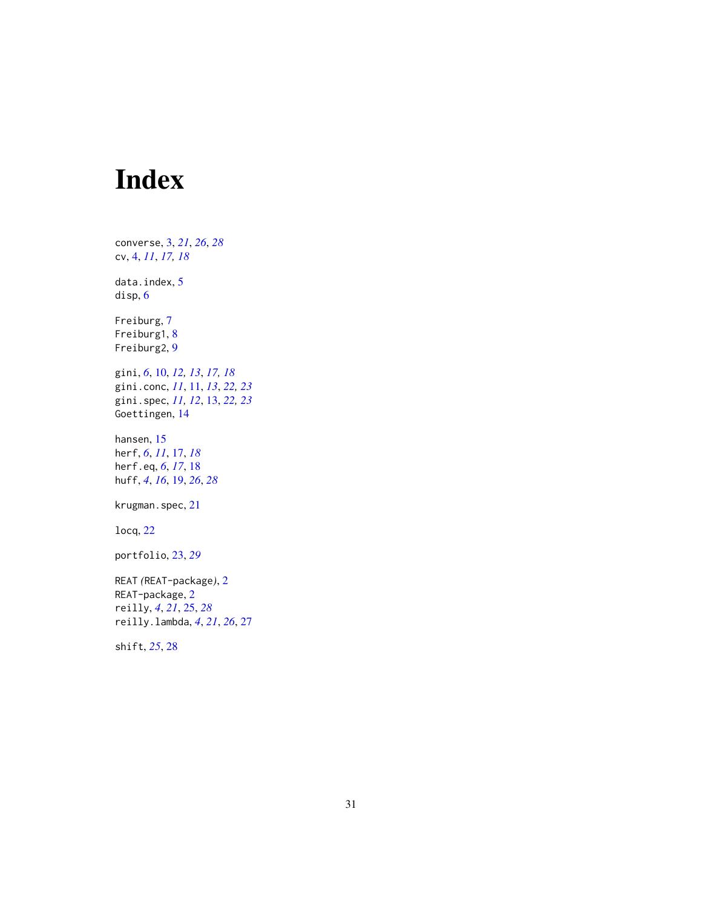# Index

converse, 3, *21*, *26*, *28*
cv, 4, *11*, *17, 18*

data.index, 5
disp, 6

Freiburg, 7
Freiburg1, 8
Freiburg2, 9

gini, *6*, 10, *12, 13*, *17, 18*
gini.conc, *11*, 11, *13*, *22, 23*
gini.spec, *11, 12*, 13, *22, 23*
Goettingen, 14

hansen, 15
herf, *6*, *11*, 17, *18*
herf.eq, *6*, *17*, 18
huff, *4*, *16*, 19, *26*, *28*

krugman.spec, 21

locq, 22

portfolio, 23, *29*

REAT *(*REAT-package*)*, 2
REAT-package, 2
reilly, *4*, *21*, 25, *28*
reilly.lambda, *4*, *21*, *26*, 27

shift, *25*, 28